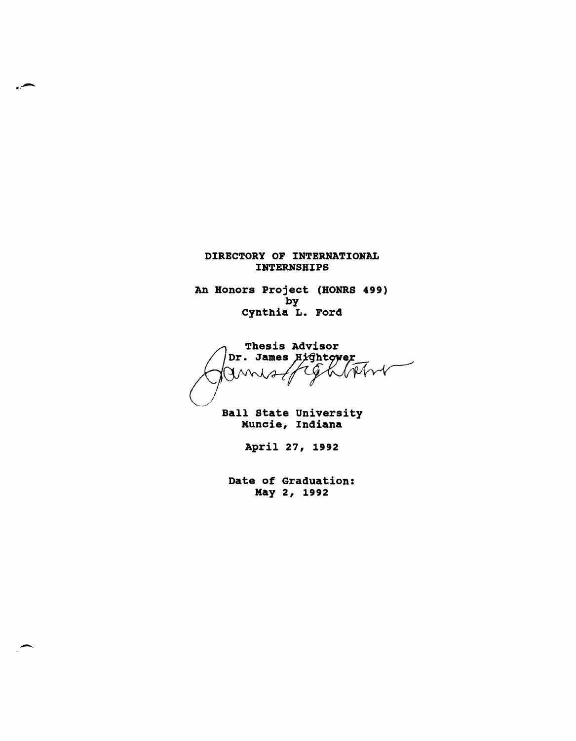# DIRECTORY OF INTERNATIONAL INTERNSHIPS

An Honors Project (HONRS 499)
by
Cynthia L. Ford

Thesis Advisor
Dr. James Hightower

Ball State University
Muncie, Indiana

April 27, 1992

Date of Graduation:
May 2, 1992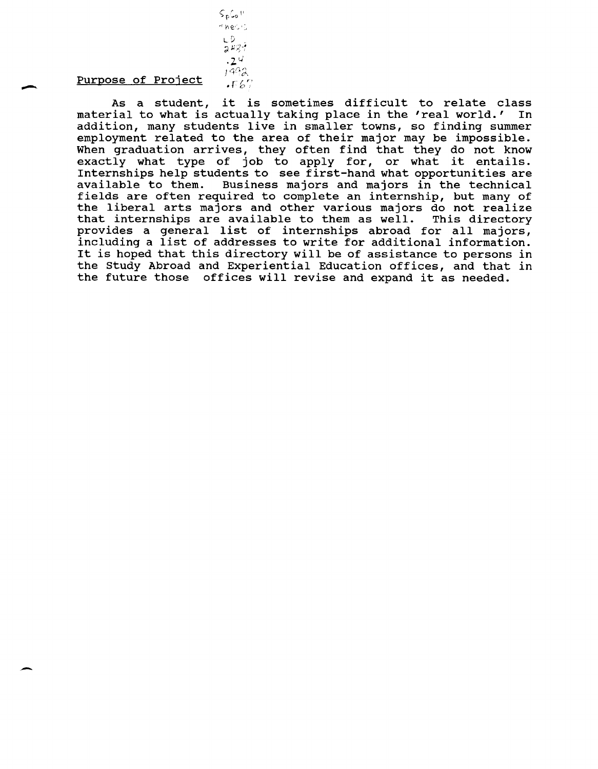## Purpose of Project

As a student, it is sometimes difficult to relate class material to what is actually taking place in the 'real world.' In addition, many students live in smaller towns, so finding summer employment related to the area of their major may be impossible. When graduation arrives, they often find that they do not know exactly what type of job to apply for, or what it entails. Internships help students to see first-hand what opportunities are available to them. Business majors and majors in the technical fields are often required to complete an internship, but many of the liberal arts majors and other various majors do not realize that internships are available to them as well. This directory provides a general list of internships abroad for all majors, including a list of addresses to write for additional information. It is hoped that this directory will be of assistance to persons in the Study Abroad and Experiential Education offices, and that in the future those offices will revise and expand it as needed.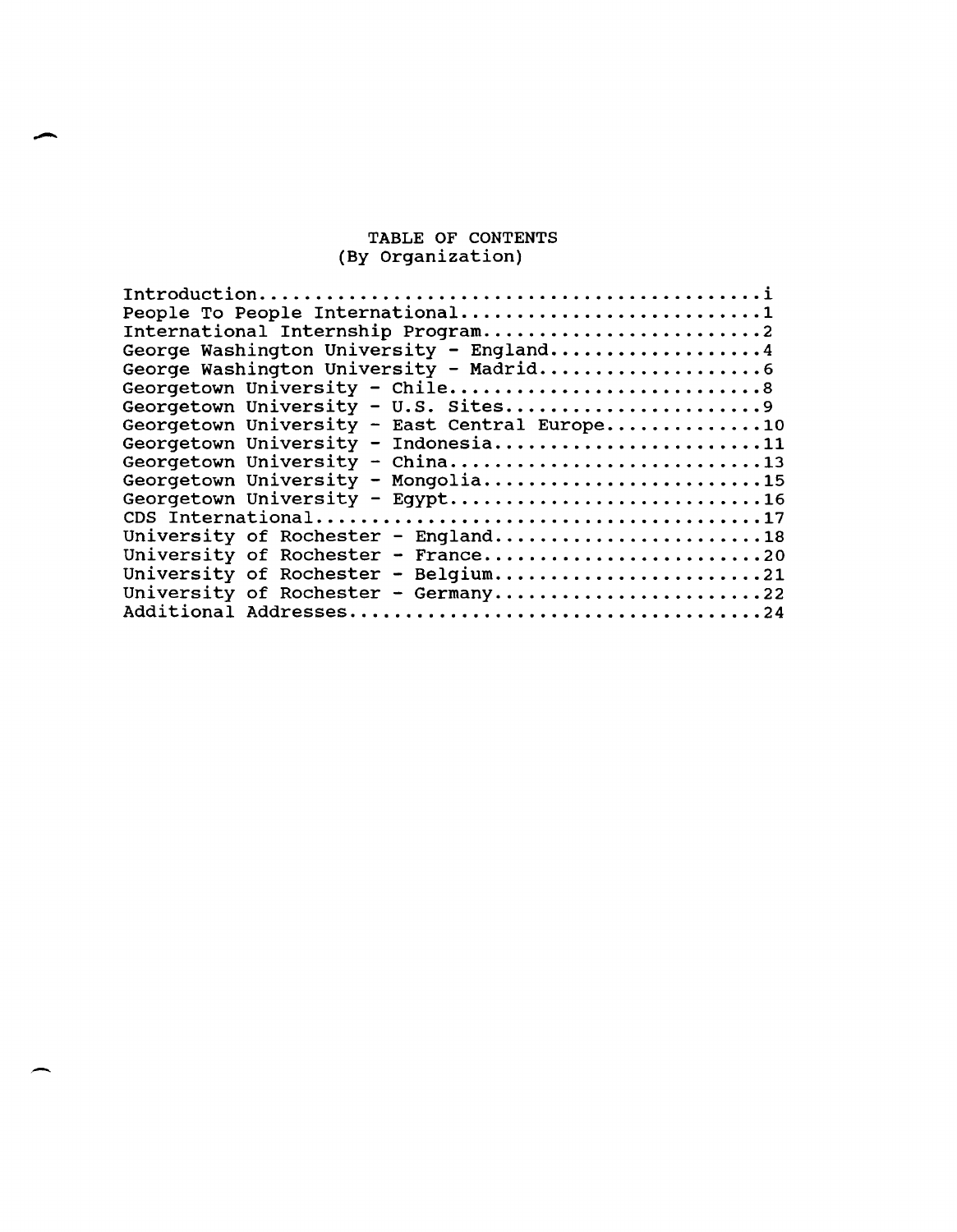# TABLE OF CONTENTS
## (By Organization)

Introduction..........................................i
People To People International.........................1
International Internship Program........................2
George Washington University - England..................4
George Washington University - Madrid...................6
Georgetown University - Chile...........................8
Georgetown University - U.S. Sites......................9
Georgetown University - East Central Europe.............10
Georgetown University - Indonesia.......................11
Georgetown University - China...........................13
Georgetown University - Mongolia........................15
Georgetown University - Egypt...........................16
CDS International.......................................17
University of Rochester - England.......................18
University of Rochester - France........................20
University of Rochester - Belgium.......................21
University of Rochester - Germany.......................22
Additional Addresses....................................24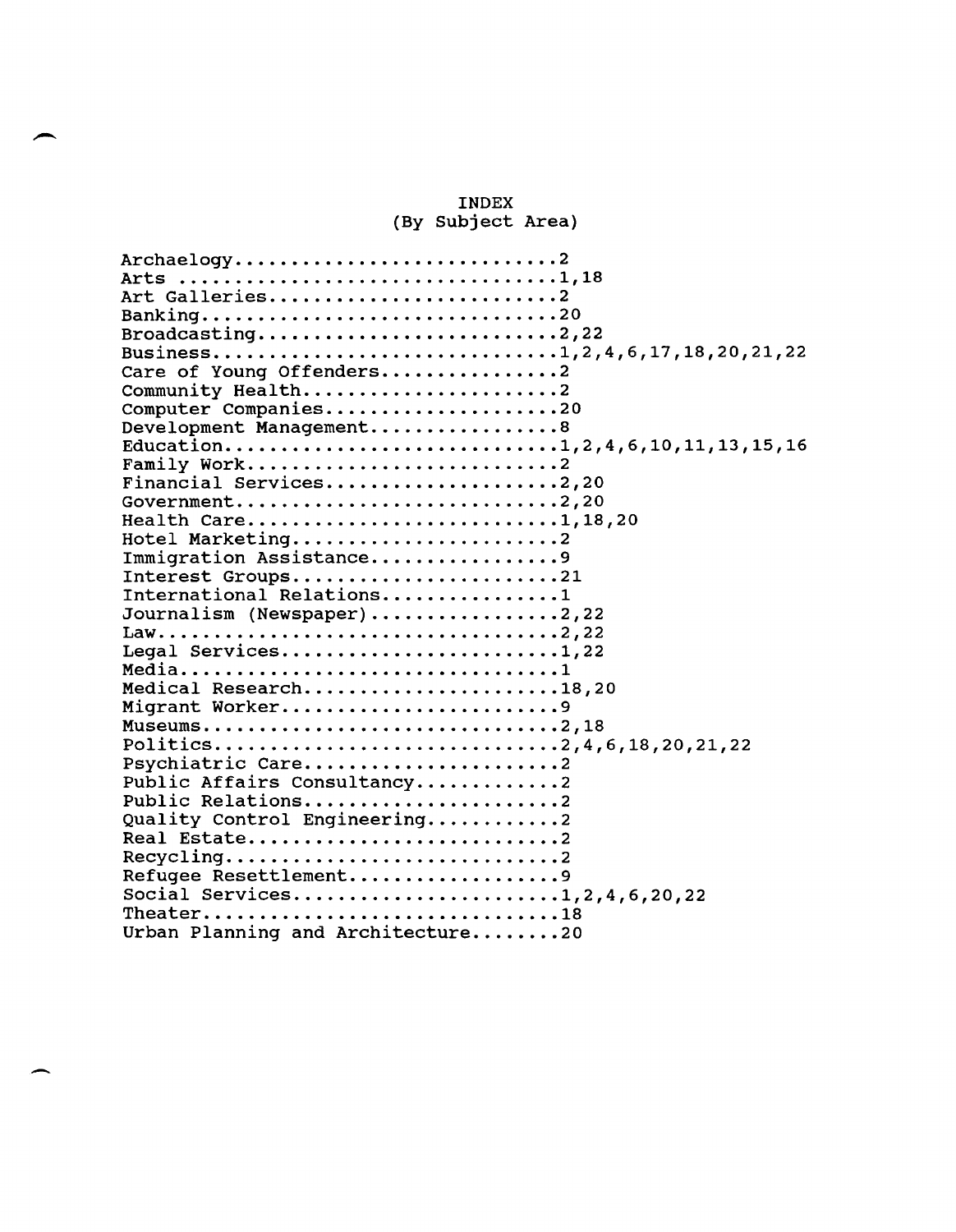# INDEX
## (By Subject Area)

Archaelogy............................2
Arts ...............................1,18
Art Galleries.........................2
Banking..............................20
Broadcasting.......................2,22
Business.....................1,2,4,6,17,18,20,21,22
Care of Young Offenders...............2
Community Health......................2
Computer Companies...................20
Development Management................8
Education....................1,2,4,6,10,11,13,15,16
Family Work...........................2
Financial Services.................2,20
Government.........................2,20
Health Care......................1,18,20
Hotel Marketing.......................2
Immigration Assistance................9
Interest Groups......................21
International Relations...............1
Journalism (Newspaper).............2,22
Law................................2,22
Legal Services.....................1,22
Media.................................1
Medical Research..................18,20
Migrant Worker........................9
Museums............................2,18
Politics.................2,4,6,18,20,21,22
Psychiatric Care......................2
Public Affairs Consultancy............2
Public Relations......................2
Quality Control Engineering...........2
Real Estate...........................2
Recycling.............................2
Refugee Resettlement..................9
Social Services.............1,2,4,6,20,22
Theater..............................18
Urban Planning and Architecture........20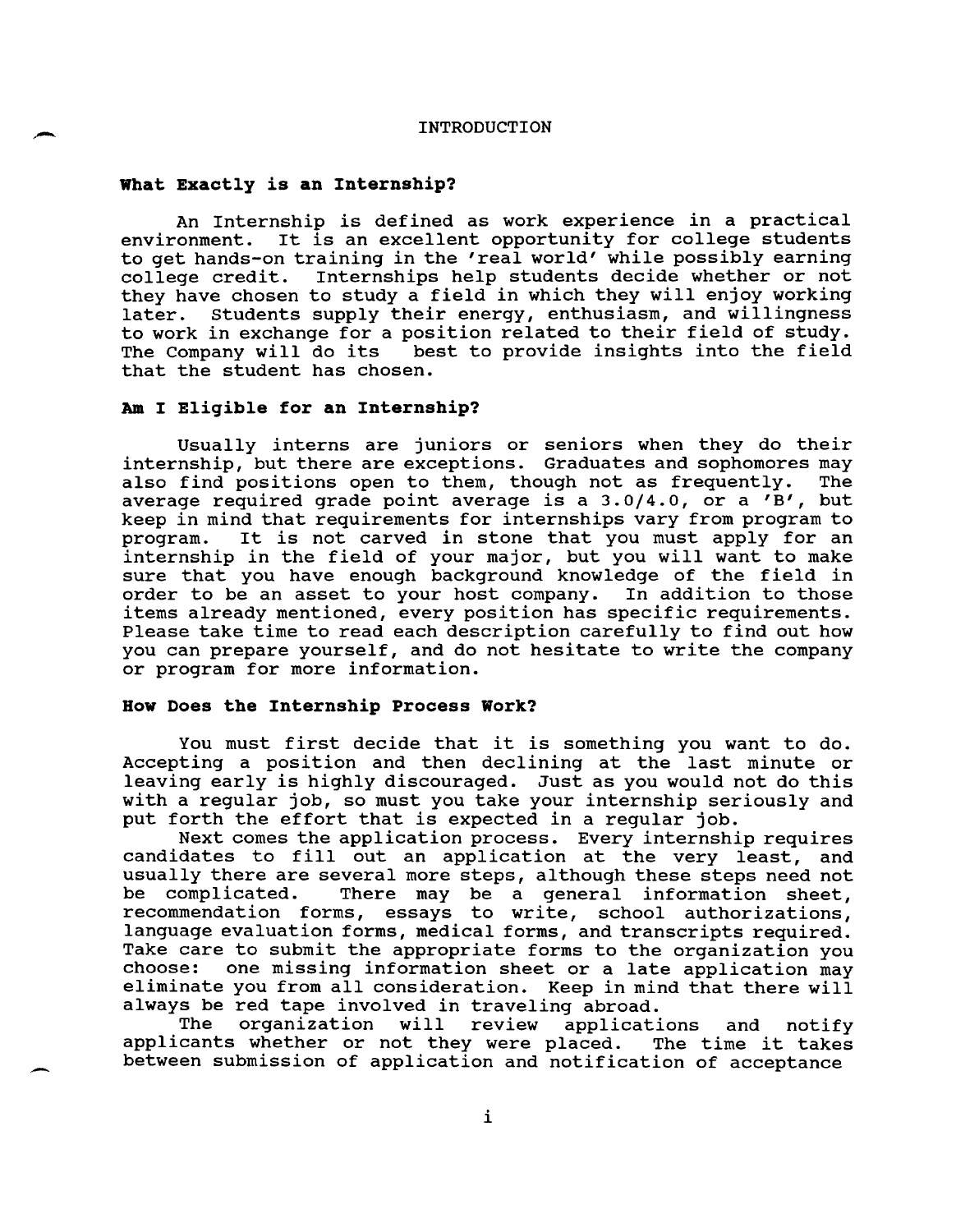# INTRODUCTION

### What Exactly is an Internship?

An Internship is defined as work experience in a practical environment. It is an excellent opportunity for college students to get hands-on training in the 'real world' while possibly earning college credit. Internships help students decide whether or not they have chosen to study a field in which they will enjoy working later. Students supply their energy, enthusiasm, and willingness to work in exchange for a position related to their field of study. The Company will do its best to provide insights into the field that the student has chosen.

### Am I Eligible for an Internship?

Usually interns are juniors or seniors when they do their internship, but there are exceptions. Graduates and sophomores may also find positions open to them, though not as frequently. The average required grade point average is a 3.0/4.0, or a 'B', but keep in mind that requirements for internships vary from program to program. It is not carved in stone that you must apply for an internship in the field of your major, but you will want to make sure that you have enough background knowledge of the field in order to be an asset to your host company. In addition to those items already mentioned, every position has specific requirements. Please take time to read each description carefully to find out how you can prepare yourself, and do not hesitate to write the company or program for more information.

### How Does the Internship Process Work?

You must first decide that it is something you want to do. Accepting a position and then declining at the last minute or leaving early is highly discouraged. Just as you would not do this with a regular job, so must you take your internship seriously and put forth the effort that is expected in a regular job.

Next comes the application process. Every internship requires candidates to fill out an application at the very least, and usually there are several more steps, although these steps need not be complicated. There may be a general information sheet, recommendation forms, essays to write, school authorizations, language evaluation forms, medical forms, and transcripts required. Take care to submit the appropriate forms to the organization you choose: one missing information sheet or a late application may eliminate you from all consideration. Keep in mind that there will always be red tape involved in traveling abroad.

The organization will review applications and notify applicants whether or not they were placed. The time it takes between submission of application and notification of acceptance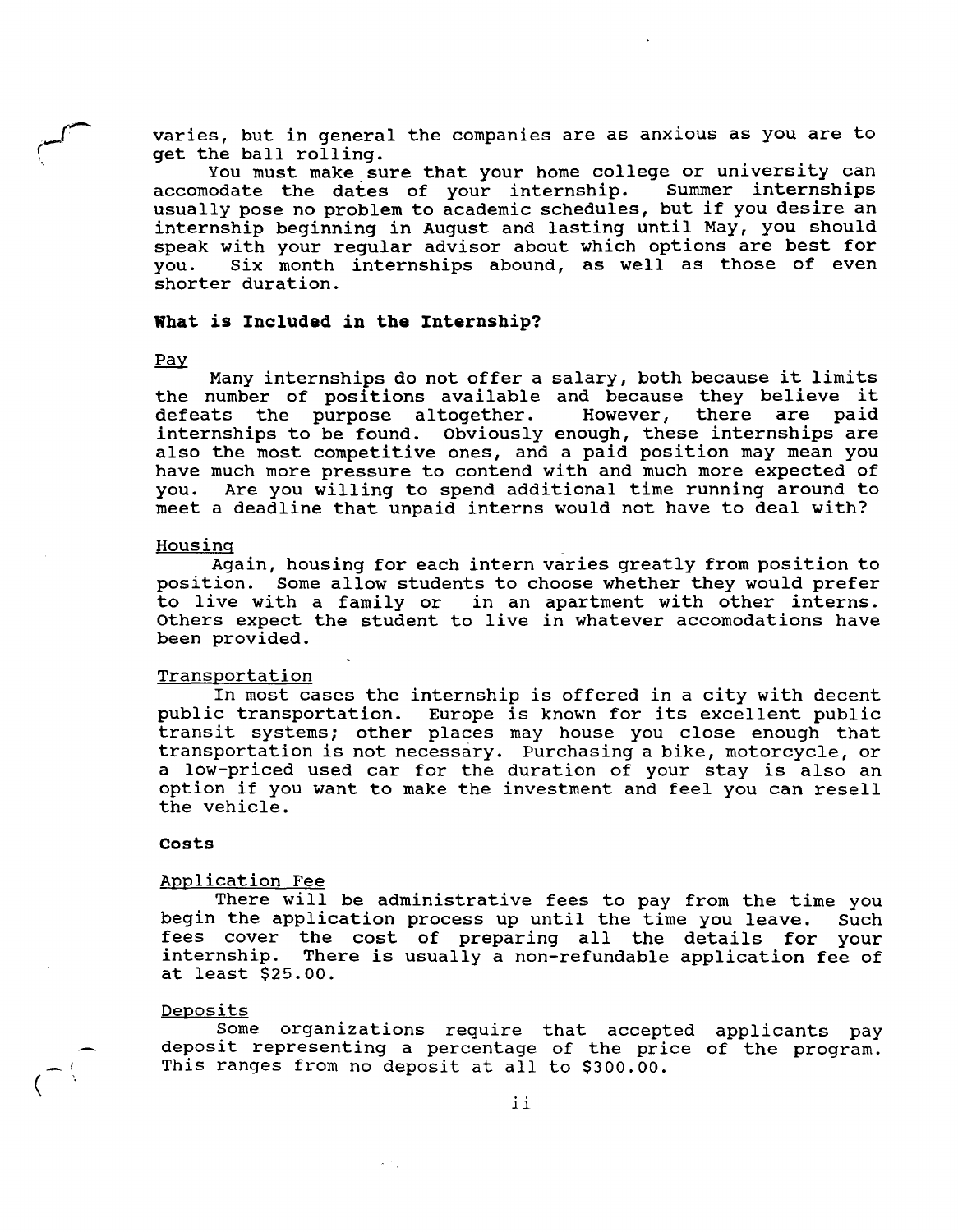varies, but in general the companies are as anxious as you are to get the ball rolling.

You must make sure that your home college or university can accomodate the dates of your internship. Summer internships usually pose no problem to academic schedules, but if you desire an internship beginning in August and lasting until May, you should speak with your regular advisor about which options are best for you. Six month internships abound, as well as those of even shorter duration.

## What is Included in the Internship?

### Pay

Many internships do not offer a salary, both because it limits the number of positions available and because they believe it defeats the purpose altogether. However, there are paid internships to be found. Obviously enough, these internships are also the most competitive ones, and a paid position may mean you have much more pressure to contend with and much more expected of you. Are you willing to spend additional time running around to meet a deadline that unpaid interns would not have to deal with?

### Housing

Again, housing for each intern varies greatly from position to position. Some allow students to choose whether they would prefer to live with a family or in an apartment with other interns. Others expect the student to live in whatever accomodations have been provided.

### Transportation

In most cases the internship is offered in a city with decent public transportation. Europe is known for its excellent public transit systems; other places may house you close enough that transportation is not necessary. Purchasing a bike, motorcycle, or a low-priced used car for the duration of your stay is also an option if you want to make the investment and feel you can resell the vehicle.

## Costs

### Application Fee

There will be administrative fees to pay from the time you begin the application process up until the time you leave. Such fees cover the cost of preparing all the details for your internship. There is usually a non-refundable application fee of at least $25.00.

### Deposits

Some organizations require that accepted applicants pay deposit representing a percentage of the price of the program. This ranges from no deposit at all to $300.00.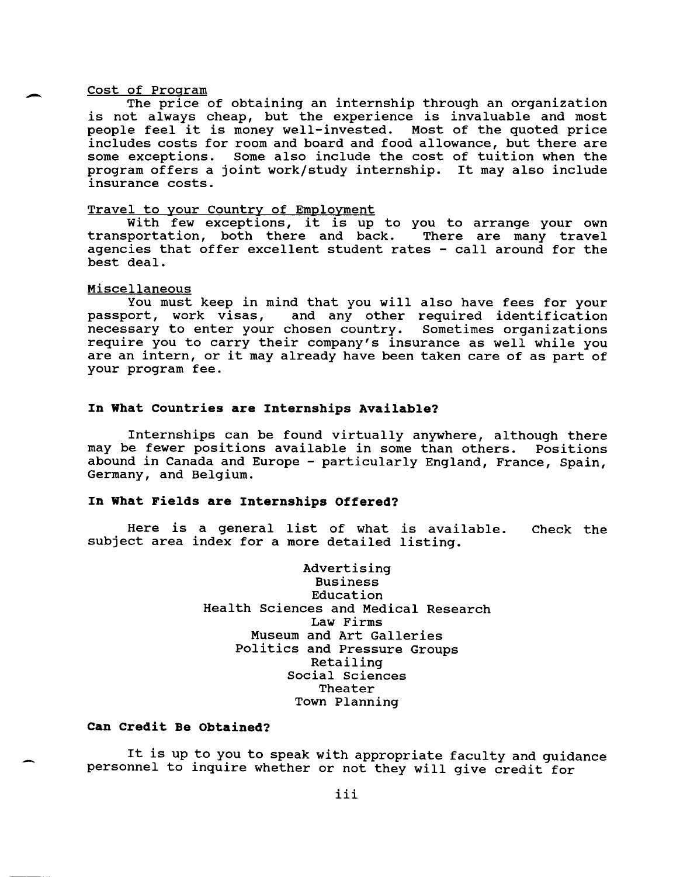<u>Cost of Program</u>

The price of obtaining an internship through an organization is not always cheap, but the experience is invaluable and most people feel it is money well-invested. Most of the quoted price includes costs for room and board and food allowance, but there are some exceptions. Some also include the cost of tuition when the program offers a joint work/study internship. It may also include insurance costs.

<u>Travel to your Country of Employment</u>

With few exceptions, it is up to you to arrange your own transportation, both there and back. There are many travel agencies that offer excellent student rates - call around for the best deal.

<u>Miscellaneous</u>

You must keep in mind that you will also have fees for your passport, work visas, and any other required identification necessary to enter your chosen country. Sometimes organizations require you to carry their company's insurance as well while you are an intern, or it may already have been taken care of as part of your program fee.

**In What Countries are Internships Available?**

Internships can be found virtually anywhere, although there may be fewer positions available in some than others. Positions abound in Canada and Europe - particularly England, France, Spain, Germany, and Belgium.

**In What Fields are Internships Offered?**

Here is a general list of what is available. Check the subject area index for a more detailed listing.

Advertising
Business
Education
Health Sciences and Medical Research
Law Firms
Museum and Art Galleries
Politics and Pressure Groups
Retailing
Social Sciences
Theater
Town Planning

**Can Credit Be Obtained?**

It is up to you to speak with appropriate faculty and guidance personnel to inquire whether or not they will give credit for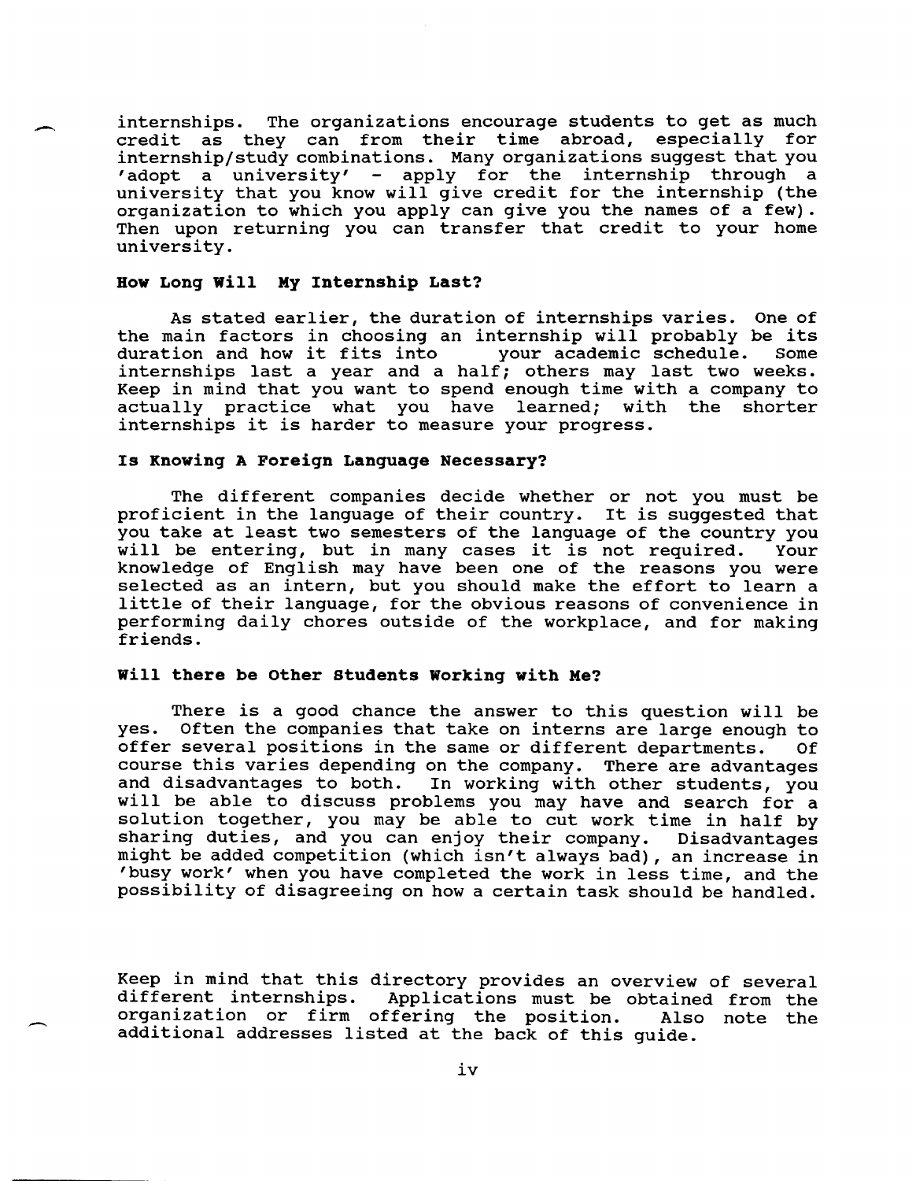internships. The organizations encourage students to get as much credit as they can from their time abroad, especially for internship/study combinations. Many organizations suggest that you 'adopt a university' - apply for the internship through a university that you know will give credit for the internship (the organization to which you apply can give you the names of a few). Then upon returning you can transfer that credit to your home university.

### How Long Will My Internship Last?

As stated earlier, the duration of internships varies. One of the main factors in choosing an internship will probably be its duration and how it fits into your academic schedule. Some internships last a year and a half; others may last two weeks. Keep in mind that you want to spend enough time with a company to actually practice what you have learned; with the shorter internships it is harder to measure your progress.

### Is Knowing A Foreign Language Necessary?

The different companies decide whether or not you must be proficient in the language of their country. It is suggested that you take at least two semesters of the language of the country you will be entering, but in many cases it is not required. Your knowledge of English may have been one of the reasons you were selected as an intern, but you should make the effort to learn a little of their language, for the obvious reasons of convenience in performing daily chores outside of the workplace, and for making friends.

### Will there be Other Students Working with Me?

There is a good chance the answer to this question will be yes. Often the companies that take on interns are large enough to offer several positions in the same or different departments. Of course this varies depending on the company. There are advantages and disadvantages to both. In working with other students, you will be able to discuss problems you may have and search for a solution together, you may be able to cut work time in half by sharing duties, and you can enjoy their company. Disadvantages might be added competition (which isn't always bad), an increase in 'busy work' when you have completed the work in less time, and the possibility of disagreeing on how a certain task should be handled.

Keep in mind that this directory provides an overview of several different internships. Applications must be obtained from the organization or firm offering the position. Also note the additional addresses listed at the back of this guide.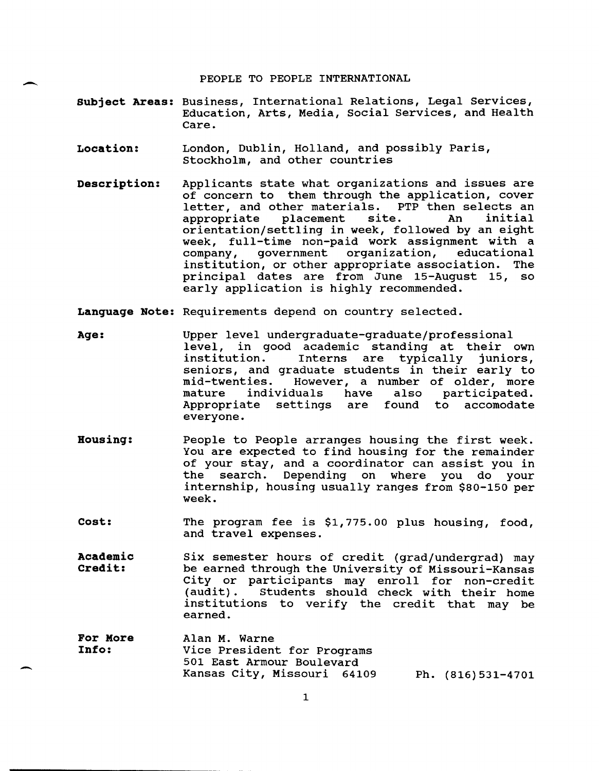# PEOPLE TO PEOPLE INTERNATIONAL

**Subject Areas:** Business, International Relations, Legal Services, Education, Arts, Media, Social Services, and Health Care.

**Location:** London, Dublin, Holland, and possibly Paris, Stockholm, and other countries

**Description:** Applicants state what organizations and issues are of concern to them through the application, cover letter, and other materials. PTP then selects an appropriate placement site. An initial orientation/settling in week, followed by an eight week, full-time non-paid work assignment with a company, government organization, educational institution, or other appropriate association. The principal dates are from June 15-August 15, so early application is highly recommended.

**Language Note:** Requirements depend on country selected.

**Age:** Upper level undergraduate-graduate/professional level, in good academic standing at their own institution. Interns are typically juniors, seniors, and graduate students in their early to mid-twenties. However, a number of older, more mature individuals have also participated. Appropriate settings are found to accomodate everyone.

**Housing:** People to People arranges housing the first week. You are expected to find housing for the remainder of your stay, and a coordinator can assist you in the search. Depending on where you do your internship, housing usually ranges from $80-150 per week.

**Cost:** The program fee is $1,775.00 plus housing, food, and travel expenses.

**Academic Credit:** Six semester hours of credit (grad/undergrad) may be earned through the University of Missouri-Kansas City or participants may enroll for non-credit (audit). Students should check with their home institutions to verify the credit that may be earned.

**For More Info:** Alan M. Warne
Vice President for Programs
501 East Armour Boulevard
Kansas City, Missouri 64109 Ph. (816)531-4701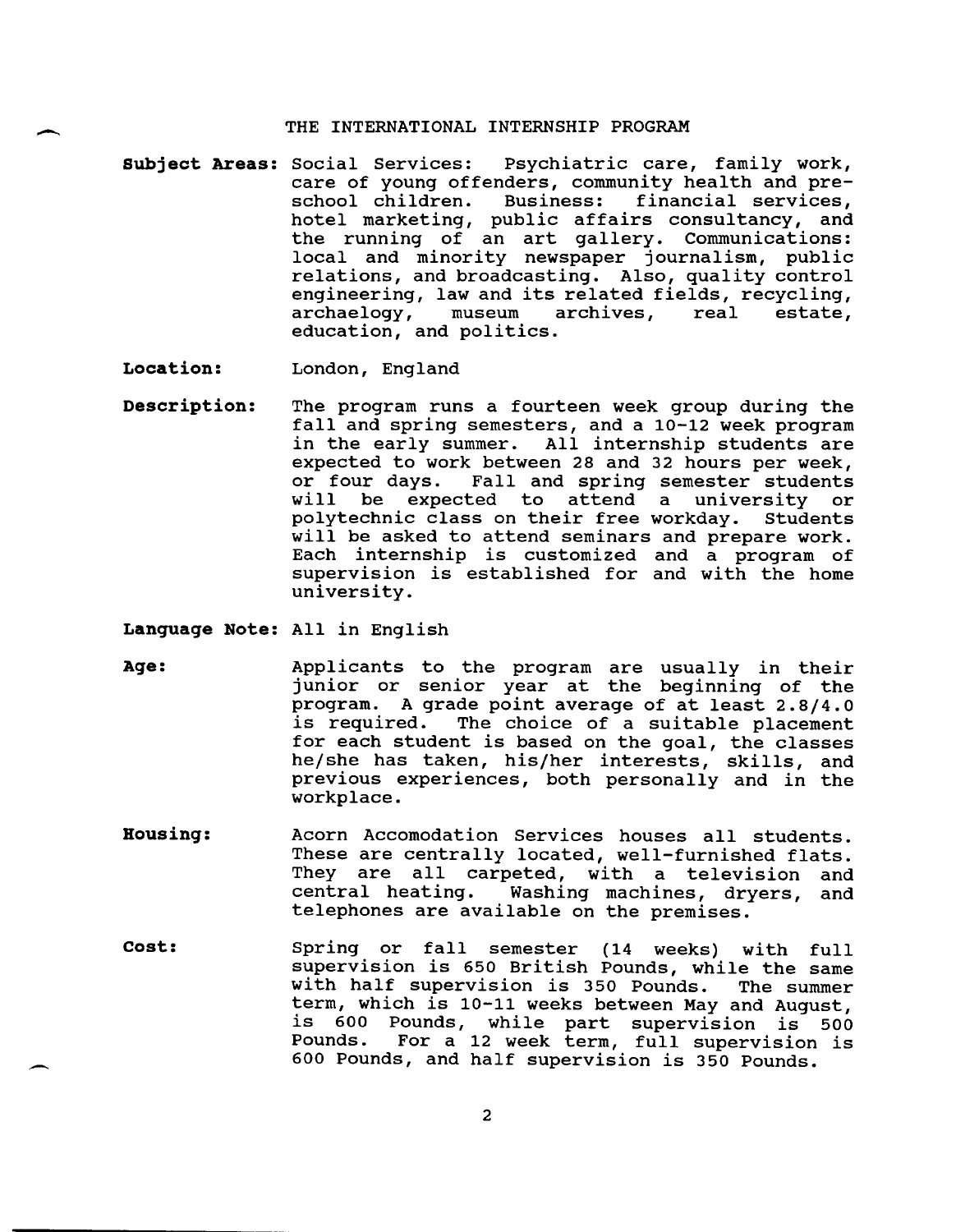# THE INTERNATIONAL INTERNSHIP PROGRAM

**Subject Areas:** Social Services: Psychiatric care, family work, care of young offenders, community health and pre-school children. Business: financial services, hotel marketing, public affairs consultancy, and the running of an art gallery. Communications: local and minority newspaper journalism, public relations, and broadcasting. Also, quality control engineering, law and its related fields, recycling, archaelogy, museum archives, real estate, education, and politics.

**Location:** London, England

**Description:** The program runs a fourteen week group during the fall and spring semesters, and a 10-12 week program in the early summer. All internship students are expected to work between 28 and 32 hours per week, or four days. Fall and spring semester students will be expected to attend a university or polytechnic class on their free workday. Students will be asked to attend seminars and prepare work. Each internship is customized and a program of supervision is established for and with the home university.

**Language Note:** All in English

**Age:** Applicants to the program are usually in their junior or senior year at the beginning of the program. A grade point average of at least 2.8/4.0 is required. The choice of a suitable placement for each student is based on the goal, the classes he/she has taken, his/her interests, skills, and previous experiences, both personally and in the workplace.

**Housing:** Acorn Accomodation Services houses all students. These are centrally located, well-furnished flats. They are all carpeted, with a television and central heating. Washing machines, dryers, and telephones are available on the premises.

**Cost:** Spring or fall semester (14 weeks) with full supervision is 650 British Pounds, while the same with half supervision is 350 Pounds. The summer term, which is 10-11 weeks between May and August, is 600 Pounds, while part supervision is 500 Pounds. For a 12 week term, full supervision is 600 Pounds, and half supervision is 350 Pounds.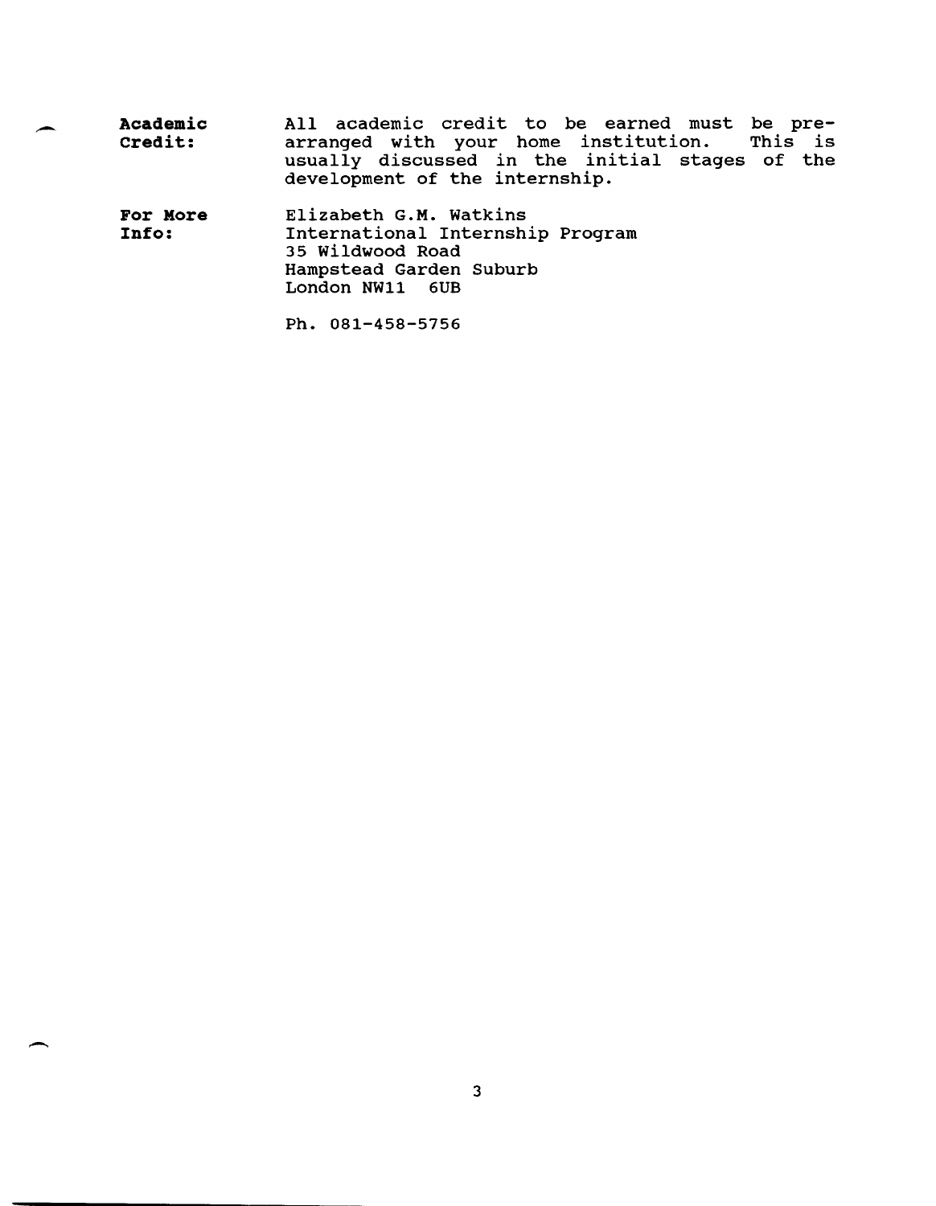**Academic Credit:** All academic credit to be earned must be pre-arranged with your home institution. This is usually discussed in the initial stages of the development of the internship.

**For More Info:** Elizabeth G.M. Watkins
International Internship Program
35 Wildwood Road
Hampstead Garden Suburb
London NW11 6UB

Ph. 081-458-5756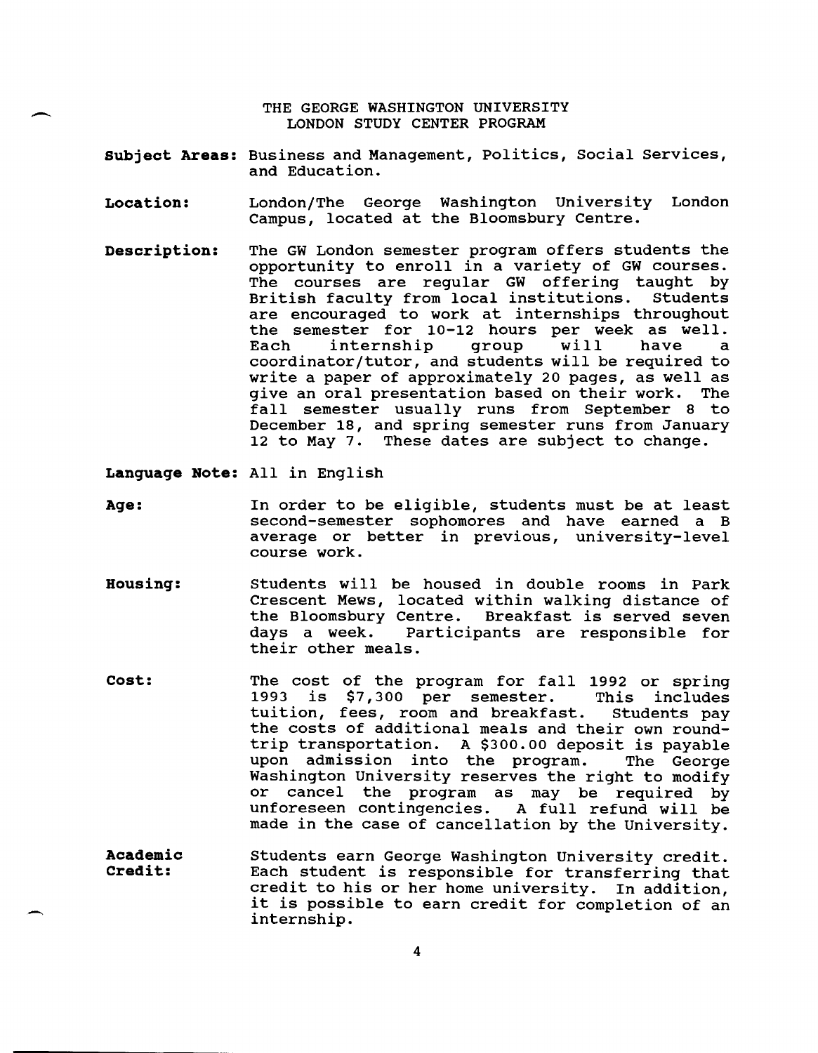# THE GEORGE WASHINGTON UNIVERSITY
## LONDON STUDY CENTER PROGRAM

**Subject Areas:** Business and Management, Politics, Social Services, and Education.

**Location:** London/The George Washington University London Campus, located at the Bloomsbury Centre.

**Description:** The GW London semester program offers students the opportunity to enroll in a variety of GW courses. The courses are regular GW offering taught by British faculty from local institutions. Students are encouraged to work at internships throughout the semester for 10-12 hours per week as well. Each internship group will have a coordinator/tutor, and students will be required to write a paper of approximately 20 pages, as well as give an oral presentation based on their work. The fall semester usually runs from September 8 to December 18, and spring semester runs from January 12 to May 7. These dates are subject to change.

**Language Note:** All in English

**Age:** In order to be eligible, students must be at least second-semester sophomores and have earned a B average or better in previous, university-level course work.

**Housing:** Students will be housed in double rooms in Park Crescent Mews, located within walking distance of the Bloomsbury Centre. Breakfast is served seven days a week. Participants are responsible for their other meals.

**Cost:** The cost of the program for fall 1992 or spring 1993 is $7,300 per semester. This includes tuition, fees, room and breakfast. Students pay the costs of additional meals and their own round-trip transportation. A $300.00 deposit is payable upon admission into the program. The George Washington University reserves the right to modify or cancel the program as may be required by unforeseen contingencies. A full refund will be made in the case of cancellation by the University.

**Academic Credit:** Students earn George Washington University credit. Each student is responsible for transferring that credit to his or her home university. In addition, it is possible to earn credit for completion of an internship.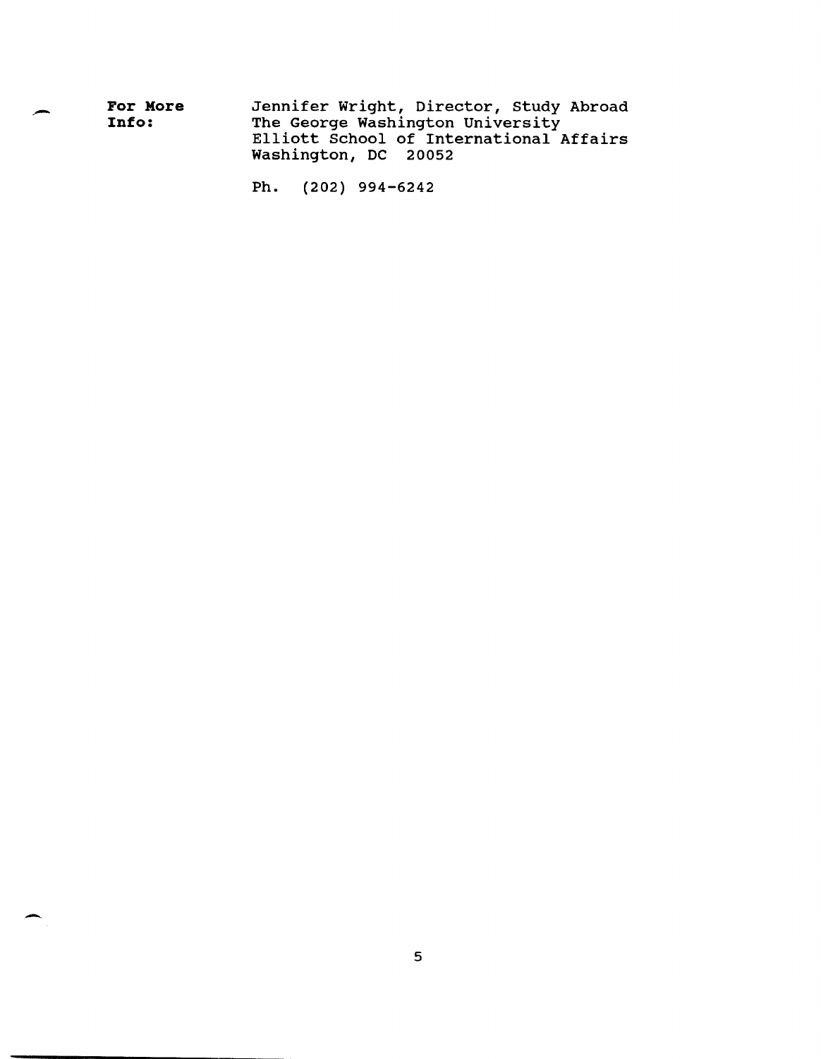**For More Info:**

Jennifer Wright, Director, Study Abroad
The George Washington University
Elliott School of International Affairs
Washington, DC 20052

Ph. (202) 994-6242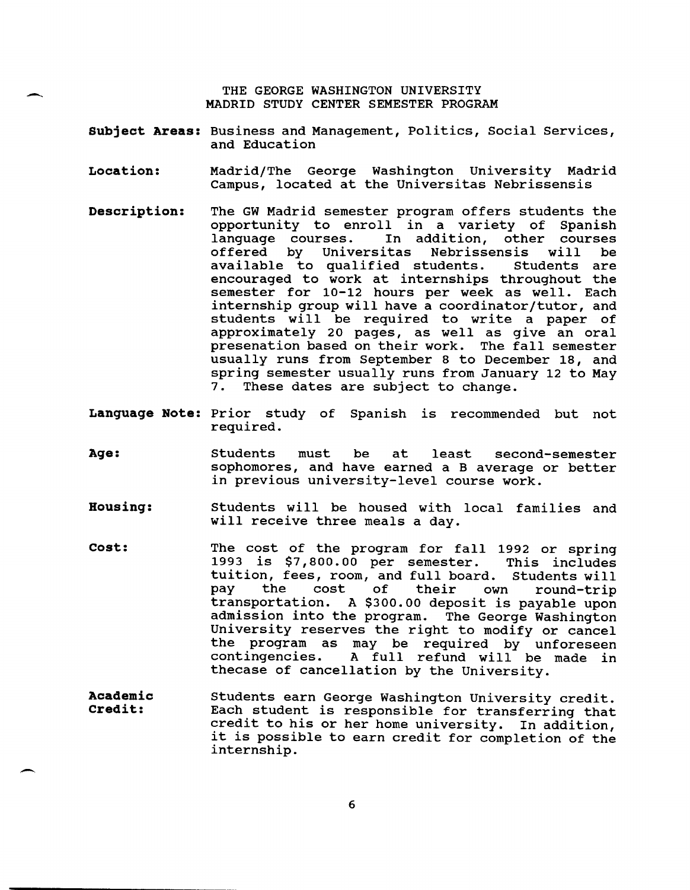# THE GEORGE WASHINGTON UNIVERSITY
## MADRID STUDY CENTER SEMESTER PROGRAM

**Subject Areas:** Business and Management, Politics, Social Services, and Education

**Location:** Madrid/The George Washington University Madrid Campus, located at the Universitas Nebrissensis

**Description:** The GW Madrid semester program offers students the opportunity to enroll in a variety of Spanish language courses. In addition, other courses offered by Universitas Nebrissensis will be available to qualified students. Students are encouraged to work at internships throughout the semester for 10-12 hours per week as well. Each internship group will have a coordinator/tutor, and students will be required to write a paper of approximately 20 pages, as well as give an oral presenation based on their work. The fall semester usually runs from September 8 to December 18, and spring semester usually runs from January 12 to May 7. These dates are subject to change.

**Language Note:** Prior study of Spanish is recommended but not required.

**Age:** Students must be at least second-semester sophomores, and have earned a B average or better in previous university-level course work.

**Housing:** Students will be housed with local families and will receive three meals a day.

**Cost:** The cost of the program for fall 1992 or spring 1993 is $7,800.00 per semester. This includes tuition, fees, room, and full board. Students will pay the cost of their own round-trip transportation. A $300.00 deposit is payable upon admission into the program. The George Washington University reserves the right to modify or cancel the program as may be required by unforeseen contingencies. A full refund will be made in thecase of cancellation by the University.

**Academic Credit:** Students earn George Washington University credit. Each student is responsible for transferring that credit to his or her home university. In addition, it is possible to earn credit for completion of the internship.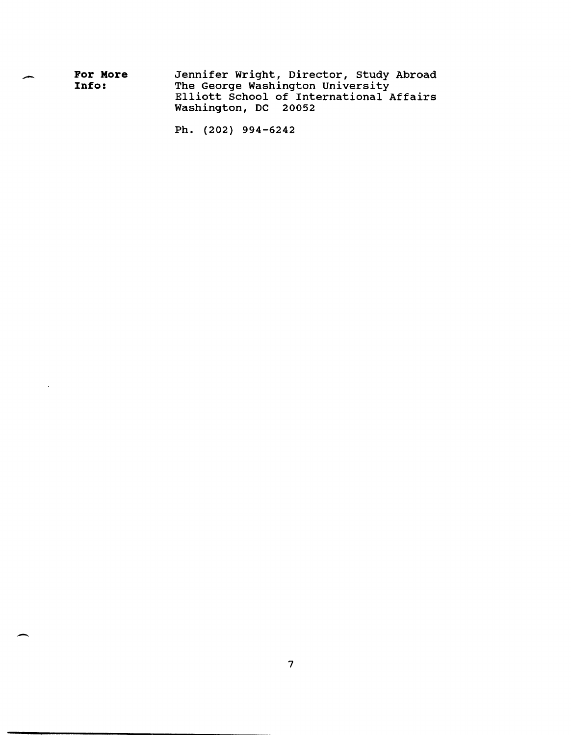**For More Info:** Jennifer Wright, Director, Study Abroad
The George Washington University
Elliott School of International Affairs
Washington, DC 20052

Ph. (202) 994-6242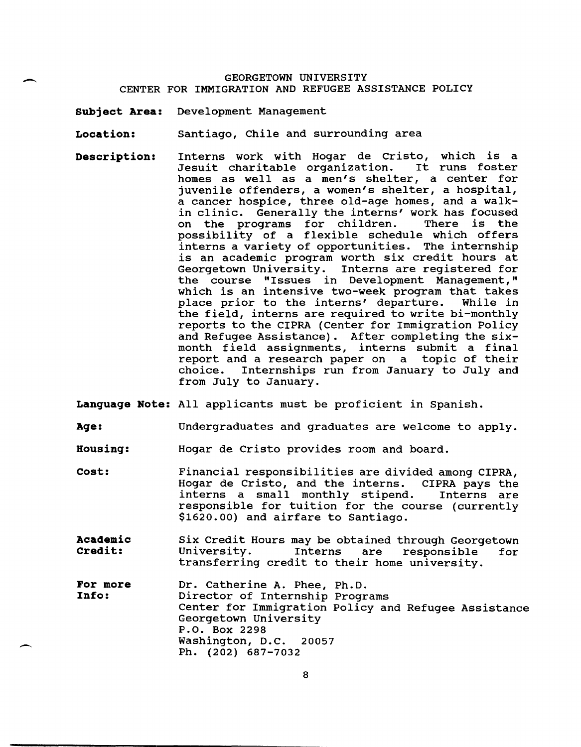GEORGETOWN UNIVERSITY
CENTER FOR IMMIGRATION AND REFUGEE ASSISTANCE POLICY

**Subject Area:** Development Management

**Location:** Santiago, Chile and surrounding area

**Description:** Interns work with Hogar de Cristo, which is a Jesuit charitable organization. It runs foster homes as well as a men's shelter, a center for juvenile offenders, a women's shelter, a hospital, a cancer hospice, three old-age homes, and a walk-in clinic. Generally the interns' work has focused on the programs for children. There is the possibility of a flexible schedule which offers interns a variety of opportunities. The internship is an academic program worth six credit hours at Georgetown University. Interns are registered for the course "Issues in Development Management," which is an intensive two-week program that takes place prior to the interns' departure. While in the field, interns are required to write bi-monthly reports to the CIPRA (Center for Immigration Policy and Refugee Assistance). After completing the six-month field assignments, interns submit a final report and a research paper on a topic of their choice. Internships run from January to July and from July to January.

**Language Note:** All applicants must be proficient in Spanish.

**Age:** Undergraduates and graduates are welcome to apply.

**Housing:** Hogar de Cristo provides room and board.

**Cost:** Financial responsibilities are divided among CIPRA, Hogar de Cristo, and the interns. CIPRA pays the interns a small monthly stipend. Interns are responsible for tuition for the course (currently $1620.00) and airfare to Santiago.

**Academic Credit:** Six Credit Hours may be obtained through Georgetown University. Interns are responsible for transferring credit to their home university.

**For more Info:** Dr. Catherine A. Phee, Ph.D.
Director of Internship Programs
Center for Immigration Policy and Refugee Assistance
Georgetown University
P.O. Box 2298
Washington, D.C. 20057
Ph. (202) 687-7032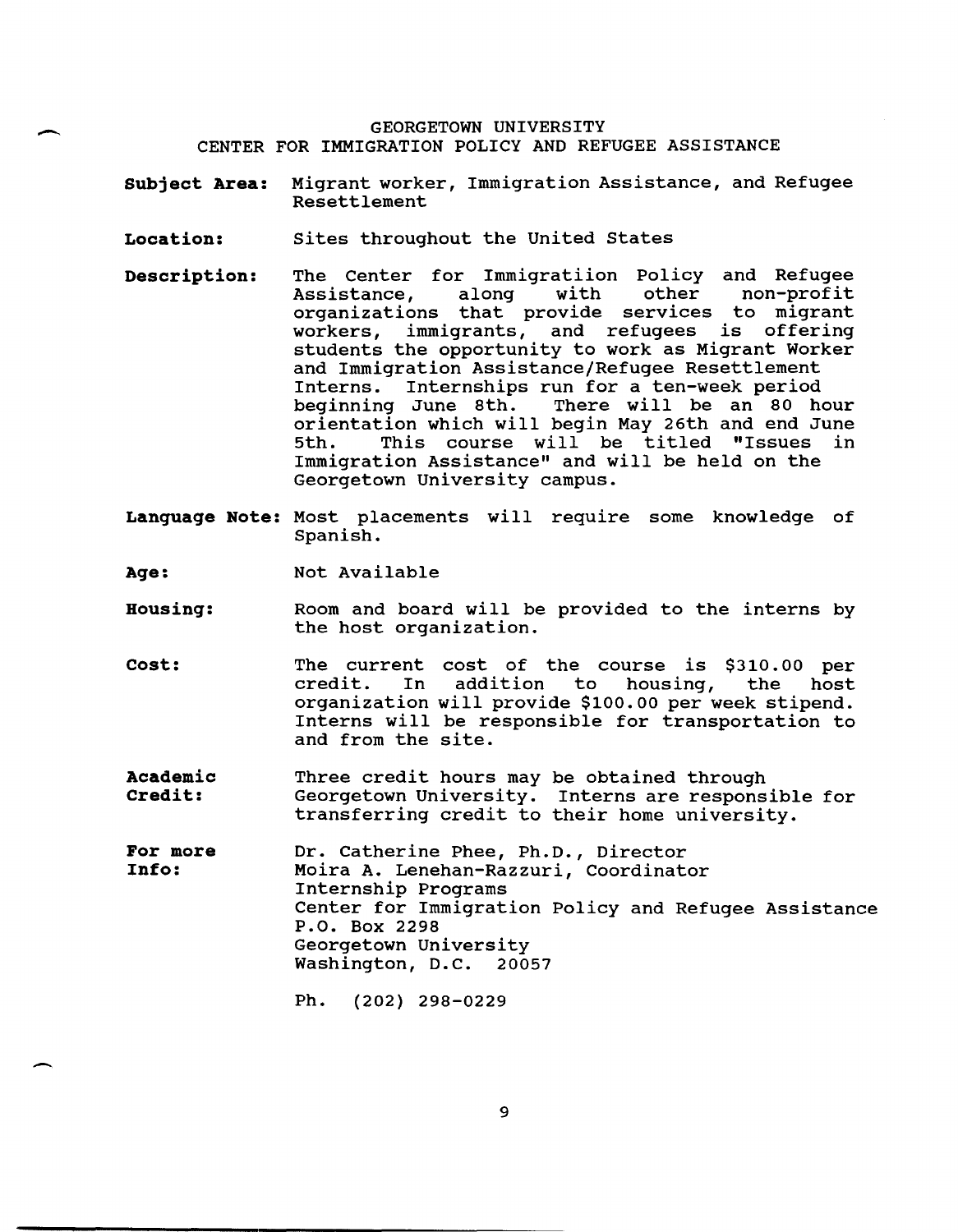## GEORGETOWN UNIVERSITY
## CENTER FOR IMMIGRATION POLICY AND REFUGEE ASSISTANCE

**Subject Area:** Migrant worker, Immigration Assistance, and Refugee Resettlement

**Location:** Sites throughout the United States

**Description:** The Center for Immigratiion Policy and Refugee Assistance, along with other non-profit organizations that provide services to migrant workers, immigrants, and refugees is offering students the opportunity to work as Migrant Worker and Immigration Assistance/Refugee Resettlement Interns. Internships run for a ten-week period beginning June 8th. There will be an 80 hour orientation which will begin May 26th and end June 5th. This course will be titled "Issues in Immigration Assistance" and will be held on the Georgetown University campus.

**Language Note:** Most placements will require some knowledge of Spanish.

**Age:** Not Available

**Housing:** Room and board will be provided to the interns by the host organization.

**Cost:** The current cost of the course is $310.00 per credit. In addition to housing, the host organization will provide $100.00 per week stipend. Interns will be responsible for transportation to and from the site.

**Academic Credit:** Three credit hours may be obtained through Georgetown University. Interns are responsible for transferring credit to their home university.

**For more Info:** Dr. Catherine Phee, Ph.D., Director
Moira A. Lenehan-Razzuri, Coordinator
Internship Programs
Center for Immigration Policy and Refugee Assistance
P.O. Box 2298
Georgetown University
Washington, D.C. 20057

Ph. (202) 298-0229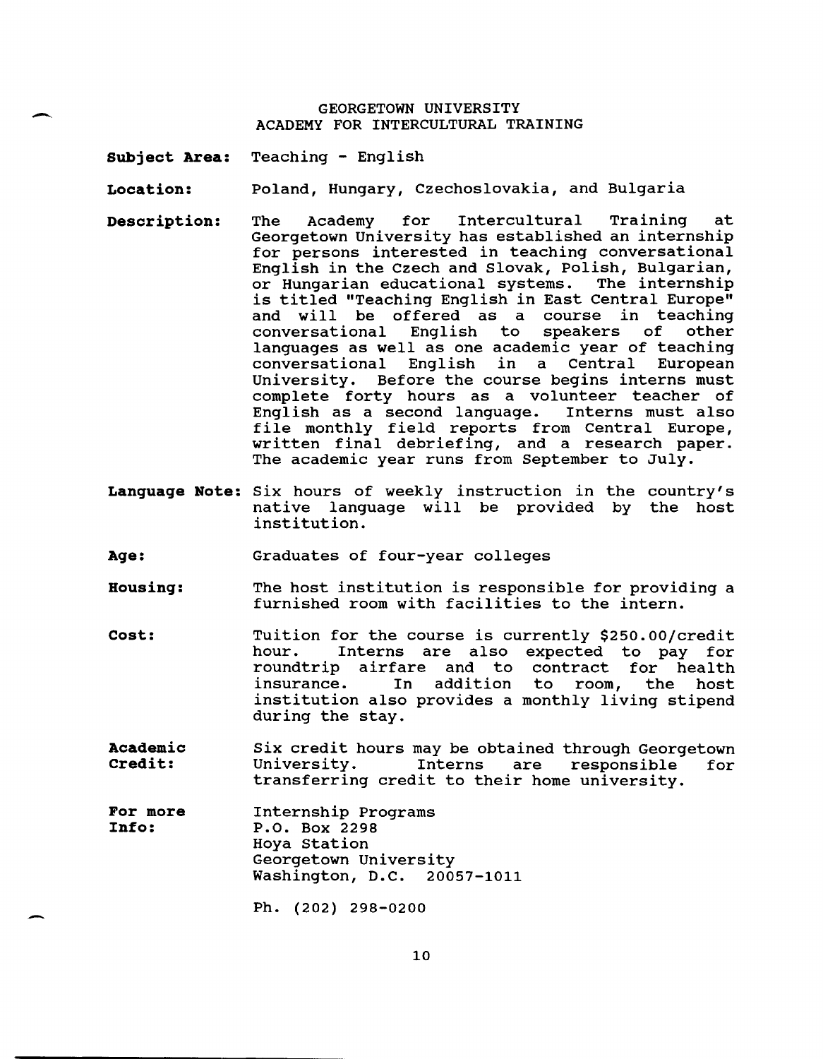GEORGETOWN UNIVERSITY
ACADEMY FOR INTERCULTURAL TRAINING

**Subject Area:** Teaching - English

**Location:** Poland, Hungary, Czechoslovakia, and Bulgaria

**Description:** The Academy for Intercultural Training at Georgetown University has established an internship for persons interested in teaching conversational English in the Czech and Slovak, Polish, Bulgarian, or Hungarian educational systems. The internship is titled "Teaching English in East Central Europe" and will be offered as a course in teaching conversational English to speakers of other languages as well as one academic year of teaching conversational English in a Central European University. Before the course begins interns must complete forty hours as a volunteer teacher of English as a second language. Interns must also file monthly field reports from Central Europe, written final debriefing, and a research paper. The academic year runs from September to July.

**Language Note:** Six hours of weekly instruction in the country's native language will be provided by the host institution.

**Age:** Graduates of four-year colleges

**Housing:** The host institution is responsible for providing a furnished room with facilities to the intern.

**Cost:** Tuition for the course is currently $250.00/credit hour. Interns are also expected to pay for roundtrip airfare and to contract for health insurance. In addition to room, the host institution also provides a monthly living stipend during the stay.

**Academic Credit:** Six credit hours may be obtained through Georgetown University. Interns are responsible for transferring credit to their home university.

**For more Info:** Internship Programs
P.O. Box 2298
Hoya Station
Georgetown University
Washington, D.C. 20057-1011

Ph. (202) 298-0200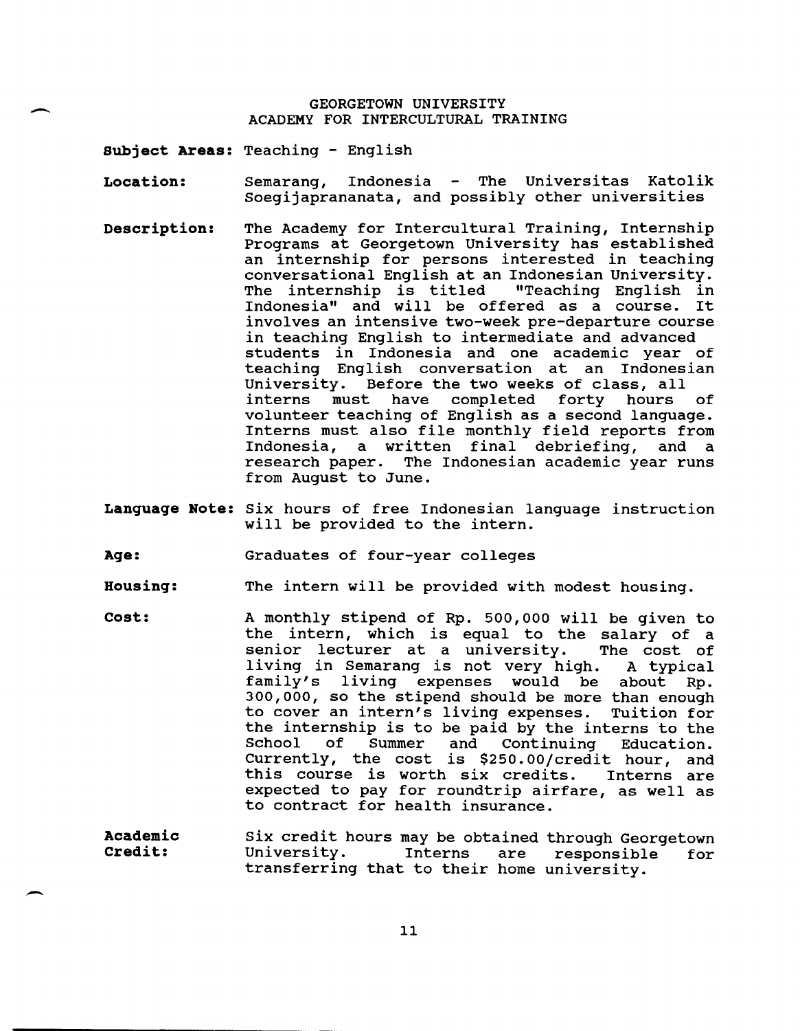GEORGETOWN UNIVERSITY
ACADEMY FOR INTERCULTURAL TRAINING

**Subject Areas:** Teaching - English

**Location:** Semarang, Indonesia - The Universitas Katolik Soegijaprananata, and possibly other universities

**Description:** The Academy for Intercultural Training, Internship Programs at Georgetown University has established an internship for persons interested in teaching conversational English at an Indonesian University. The internship is titled "Teaching English in Indonesia" and will be offered as a course. It involves an intensive two-week pre-departure course in teaching English to intermediate and advanced students in Indonesia and one academic year of teaching English conversation at an Indonesian University. Before the two weeks of class, all interns must have completed forty hours of volunteer teaching of English as a second language. Interns must also file monthly field reports from Indonesia, a written final debriefing, and a research paper. The Indonesian academic year runs from August to June.

**Language Note:** Six hours of free Indonesian language instruction will be provided to the intern.

**Age:** Graduates of four-year colleges

**Housing:** The intern will be provided with modest housing.

**Cost:** A monthly stipend of Rp. 500,000 will be given to the intern, which is equal to the salary of a senior lecturer at a university. The cost of living in Semarang is not very high. A typical family's living expenses would be about Rp. 300,000, so the stipend should be more than enough to cover an intern's living expenses. Tuition for the internship is to be paid by the interns to the School of Summer and Continuing Education. Currently, the cost is $250.00/credit hour, and this course is worth six credits. Interns are expected to pay for roundtrip airfare, as well as to contract for health insurance.

**Academic Credit:** Six credit hours may be obtained through Georgetown University. Interns are responsible for transferring that to their home university.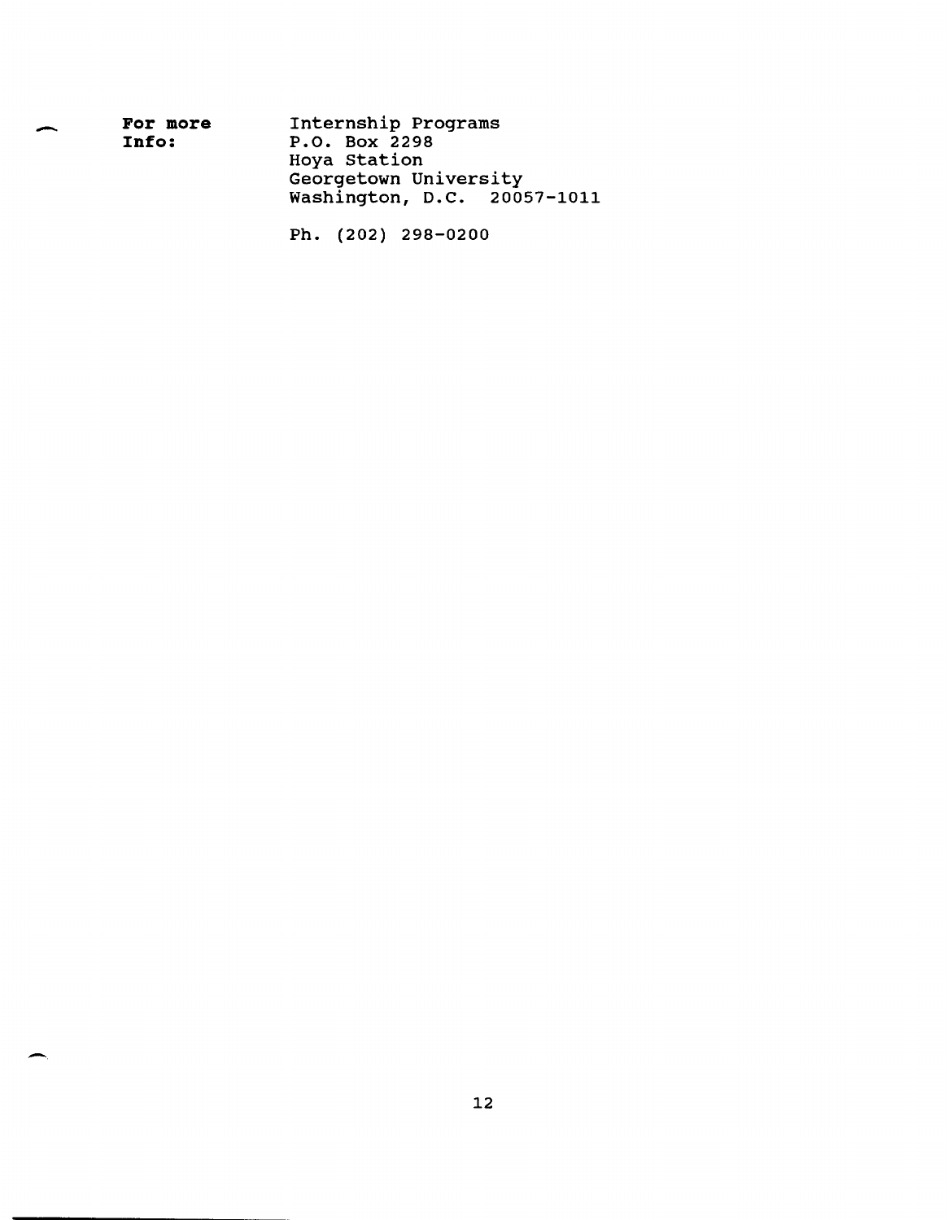**For more Info:**

Internship Programs
P.O. Box 2298
Hoya Station
Georgetown University
Washington, D.C. 20057-1011

Ph. (202) 298-0200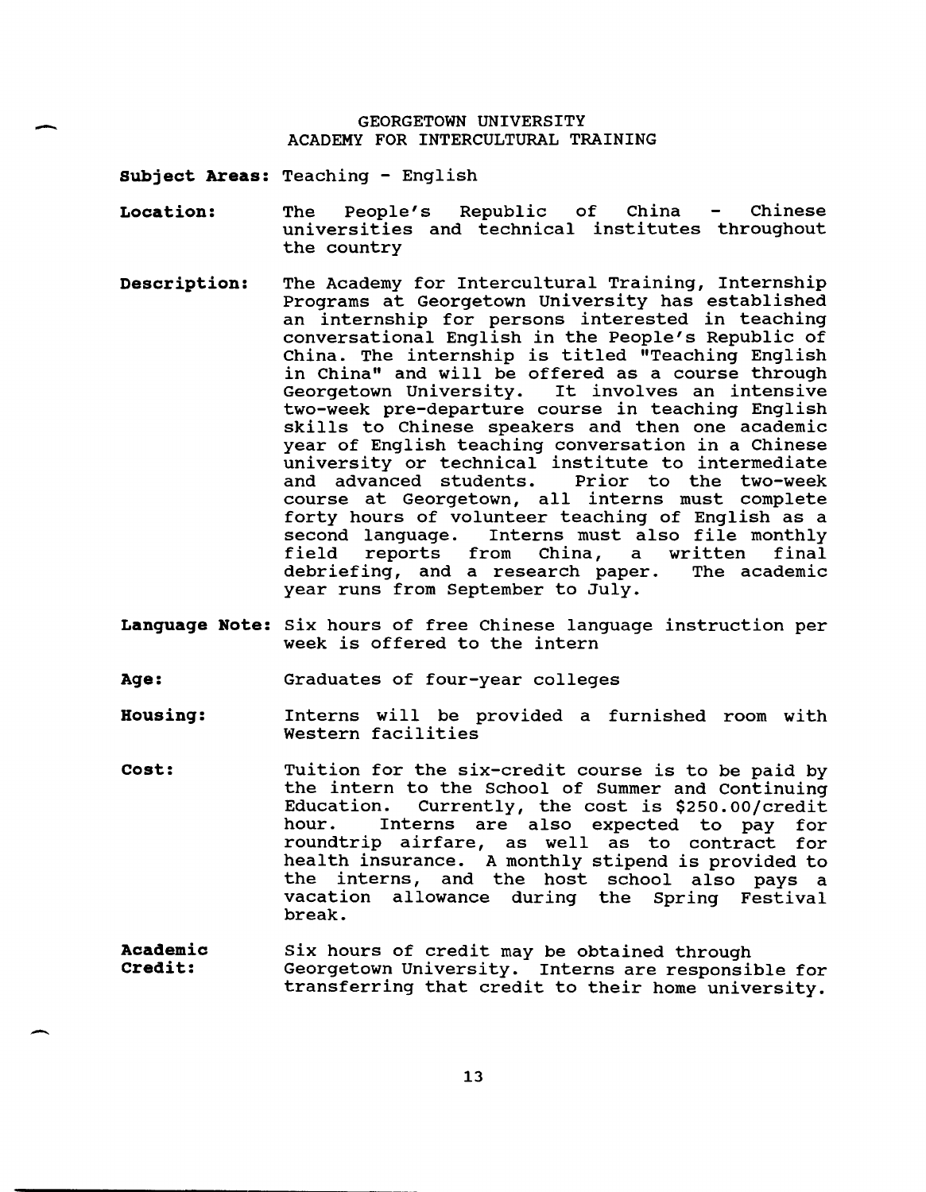# GEORGETOWN UNIVERSITY
## ACADEMY FOR INTERCULTURAL TRAINING

**Subject Areas:** Teaching - English

**Location:** The People's Republic of China - Chinese universities and technical institutes throughout the country

**Description:** The Academy for Intercultural Training, Internship Programs at Georgetown University has established an internship for persons interested in teaching conversational English in the People's Republic of China. The internship is titled "Teaching English in China" and will be offered as a course through Georgetown University. It involves an intensive two-week pre-departure course in teaching English skills to Chinese speakers and then one academic year of English teaching conversation in a Chinese university or technical institute to intermediate and advanced students. Prior to the two-week course at Georgetown, all interns must complete forty hours of volunteer teaching of English as a second language. Interns must also file monthly field reports from China, a written final debriefing, and a research paper. The academic year runs from September to July.

**Language Note:** Six hours of free Chinese language instruction per week is offered to the intern

**Age:** Graduates of four-year colleges

**Housing:** Interns will be provided a furnished room with Western facilities

**Cost:** Tuition for the six-credit course is to be paid by the intern to the School of Summer and Continuing Education. Currently, the cost is $250.00/credit hour. Interns are also expected to pay for roundtrip airfare, as well as to contract for health insurance. A monthly stipend is provided to the interns, and the host school also pays a vacation allowance during the Spring Festival break.

**Academic Credit:** Six hours of credit may be obtained through Georgetown University. Interns are responsible for transferring that credit to their home university.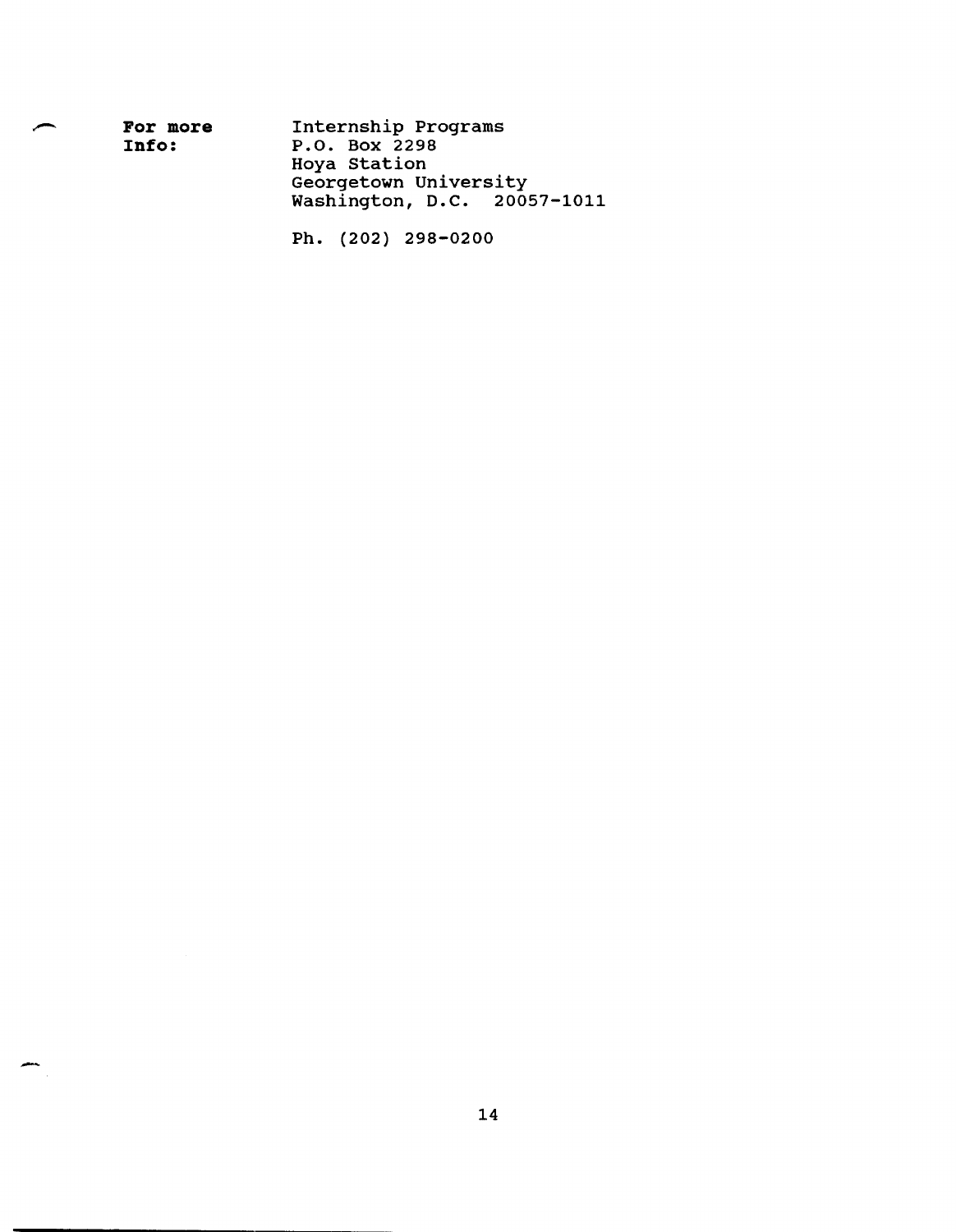**For more Info:**

Internship Programs
P.O. Box 2298
Hoya Station
Georgetown University
Washington, D.C. 20057-1011

Ph. (202) 298-0200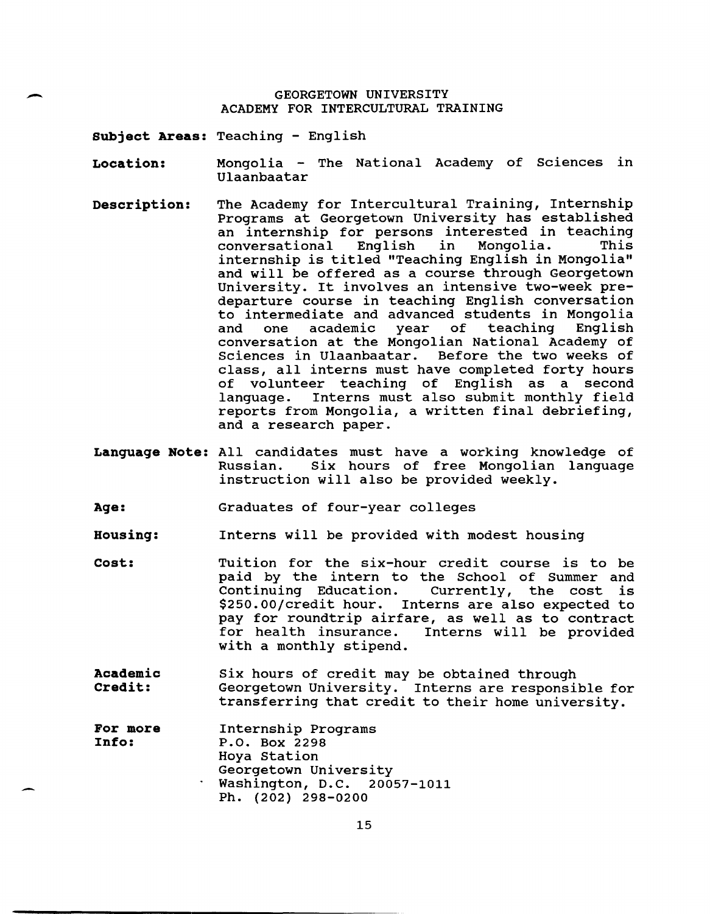## GEORGETOWN UNIVERSITY
## ACADEMY FOR INTERCULTURAL TRAINING

**Subject Areas:** Teaching - English

**Location:** Mongolia - The National Academy of Sciences in Ulaanbaatar

**Description:** The Academy for Intercultural Training, Internship Programs at Georgetown University has established an internship for persons interested in teaching conversational English in Mongolia. This internship is titled "Teaching English in Mongolia" and will be offered as a course through Georgetown University. It involves an intensive two-week pre-departure course in teaching English conversation to intermediate and advanced students in Mongolia and one academic year of teaching English conversation at the Mongolian National Academy of Sciences in Ulaanbaatar. Before the two weeks of class, all interns must have completed forty hours of volunteer teaching of English as a second language. Interns must also submit monthly field reports from Mongolia, a written final debriefing, and a research paper.

**Language Note:** All candidates must have a working knowledge of Russian. Six hours of free Mongolian language instruction will also be provided weekly.

**Age:** Graduates of four-year colleges

**Housing:** Interns will be provided with modest housing

**Cost:** Tuition for the six-hour credit course is to be paid by the intern to the School of Summer and Continuing Education. Currently, the cost is $250.00/credit hour. Interns are also expected to pay for roundtrip airfare, as well as to contract for health insurance. Interns will be provided with a monthly stipend.

**Academic Credit:** Six hours of credit may be obtained through Georgetown University. Interns are responsible for transferring that credit to their home university.

**For more Info:** Internship Programs
P.O. Box 2298
Hoya Station
Georgetown University
Washington, D.C. 20057-1011
Ph. (202) 298-0200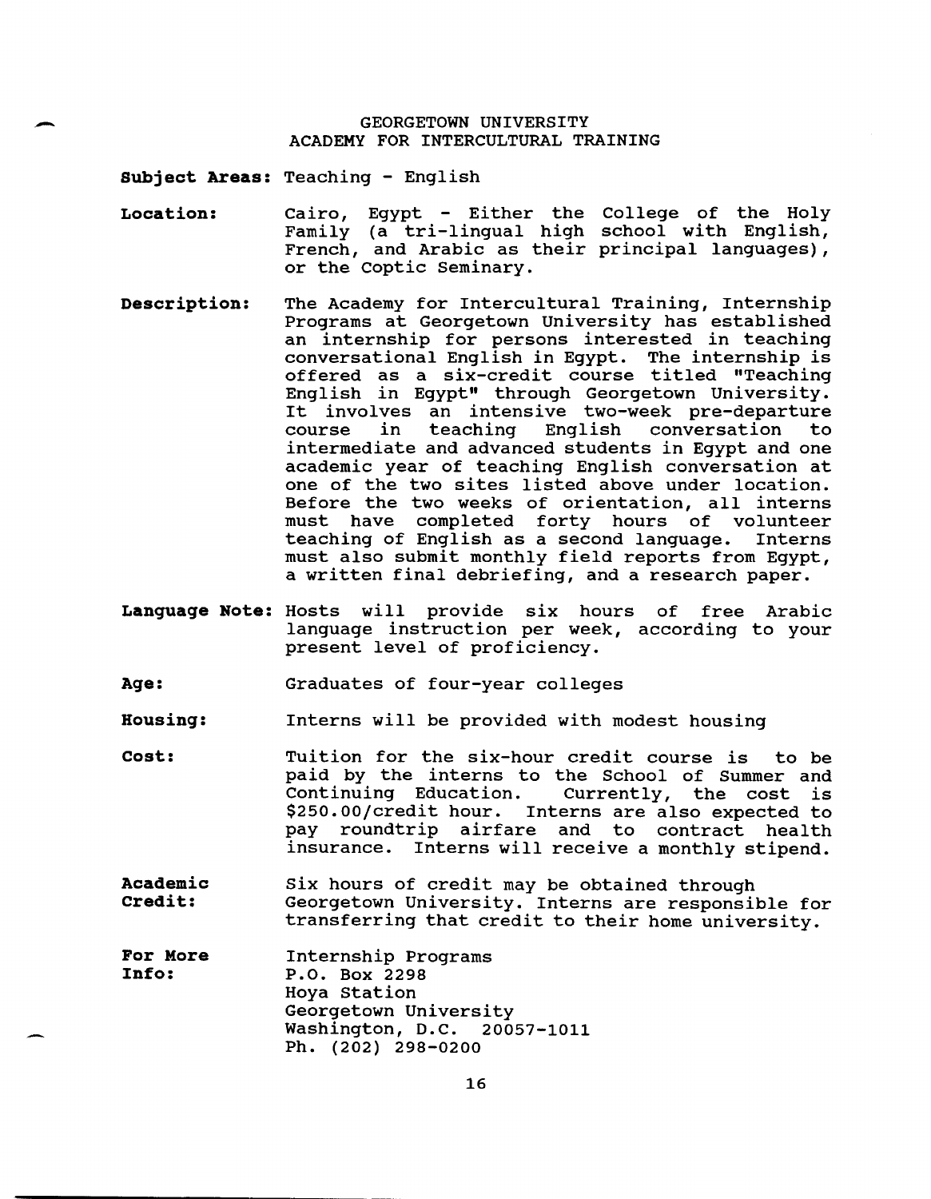# GEORGETOWN UNIVERSITY
## ACADEMY FOR INTERCULTURAL TRAINING

**Subject Areas:** Teaching - English

**Location:** Cairo, Egypt - Either the College of the Holy Family (a tri-lingual high school with English, French, and Arabic as their principal languages), or the Coptic Seminary.

**Description:** The Academy for Intercultural Training, Internship Programs at Georgetown University has established an internship for persons interested in teaching conversational English in Egypt. The internship is offered as a six-credit course titled "Teaching English in Egypt" through Georgetown University. It involves an intensive two-week pre-departure course in teaching English conversation to intermediate and advanced students in Egypt and one academic year of teaching English conversation at one of the two sites listed above under location. Before the two weeks of orientation, all interns must have completed forty hours of volunteer teaching of English as a second language. Interns must also submit monthly field reports from Egypt, a written final debriefing, and a research paper.

**Language Note:** Hosts will provide six hours of free Arabic language instruction per week, according to your present level of proficiency.

**Age:** Graduates of four-year colleges

**Housing:** Interns will be provided with modest housing

**Cost:** Tuition for the six-hour credit course is to be paid by the interns to the School of Summer and Continuing Education. Currently, the cost is $250.00/credit hour. Interns are also expected to pay roundtrip airfare and to contract health insurance. Interns will receive a monthly stipend.

**Academic Credit:** Six hours of credit may be obtained through Georgetown University. Interns are responsible for transferring that credit to their home university.

**For More Info:**
Internship Programs
P.O. Box 2298
Hoya Station
Georgetown University
Washington, D.C. 20057-1011
Ph. (202) 298-0200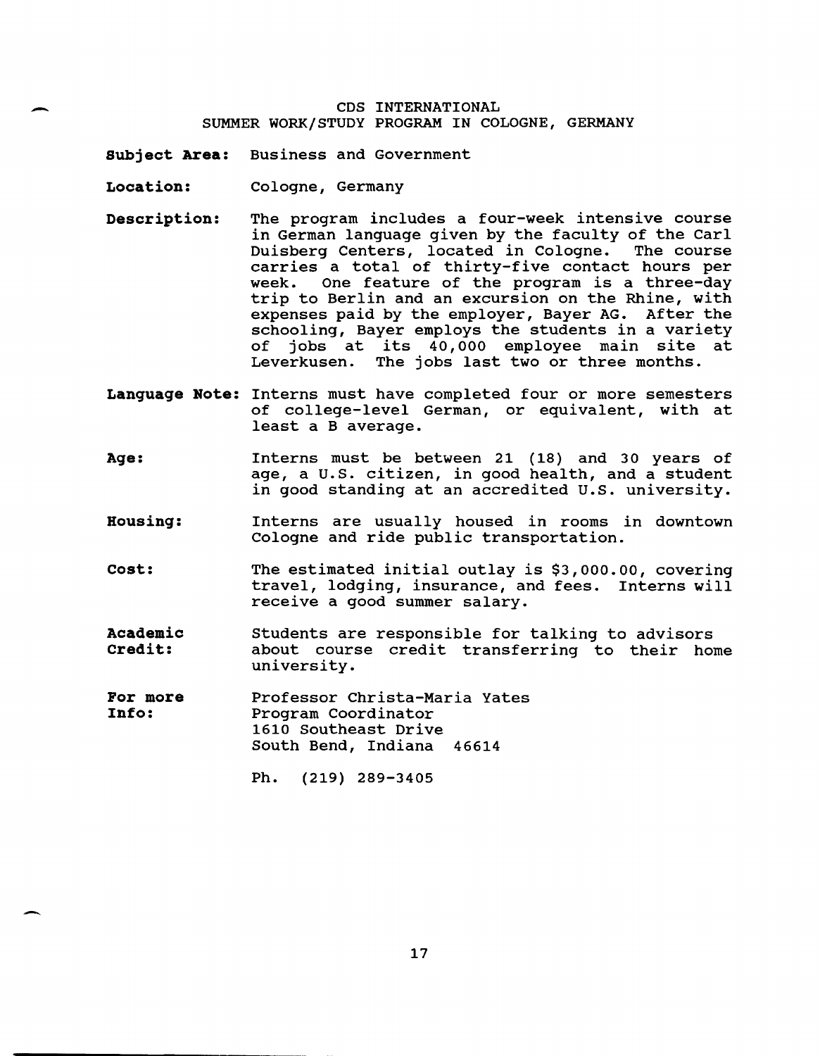## CDS INTERNATIONAL
### SUMMER WORK/STUDY PROGRAM IN COLOGNE, GERMANY

**Subject Area:** Business and Government

**Location:** Cologne, Germany

**Description:** The program includes a four-week intensive course in German language given by the faculty of the Carl Duisberg Centers, located in Cologne. The course carries a total of thirty-five contact hours per week. One feature of the program is a three-day trip to Berlin and an excursion on the Rhine, with expenses paid by the employer, Bayer AG. After the schooling, Bayer employs the students in a variety of jobs at its 40,000 employee main site at Leverkusen. The jobs last two or three months.

**Language Note:** Interns must have completed four or more semesters of college-level German, or equivalent, with at least a B average.

**Age:** Interns must be between 21 (18) and 30 years of age, a U.S. citizen, in good health, and a student in good standing at an accredited U.S. university.

**Housing:** Interns are usually housed in rooms in downtown Cologne and ride public transportation.

**Cost:** The estimated initial outlay is $3,000.00, covering travel, lodging, insurance, and fees. Interns will receive a good summer salary.

**Academic Credit:** Students are responsible for talking to advisors about course credit transferring to their home university.

**For more Info:** Professor Christa-Maria Yates
Program Coordinator
1610 Southeast Drive
South Bend, Indiana 46614

Ph. (219) 289-3405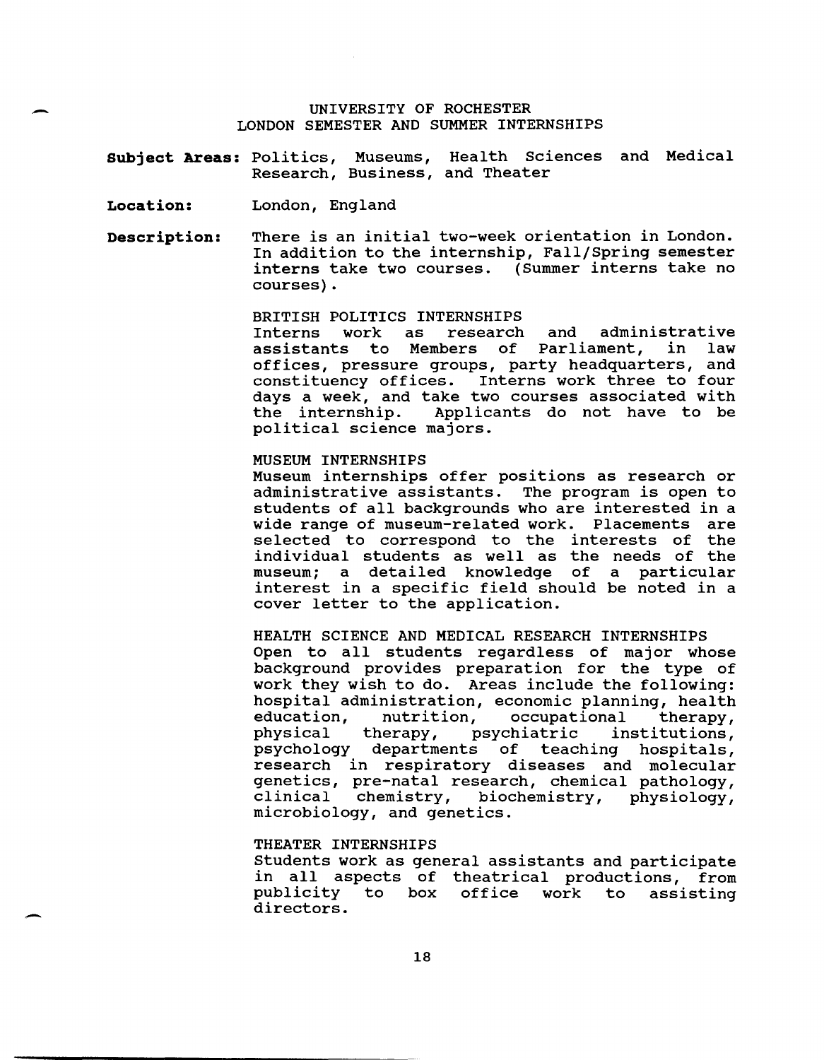UNIVERSITY OF ROCHESTER
LONDON SEMESTER AND SUMMER INTERNSHIPS

**Subject Areas:** Politics, Museums, Health Sciences and Medical Research, Business, and Theater

**Location:** London, England

**Description:** There is an initial two-week orientation in London. In addition to the internship, Fall/Spring semester interns take two courses. (Summer interns take no courses).

BRITISH POLITICS INTERNSHIPS
Interns work as research and administrative assistants to Members of Parliament, in law offices, pressure groups, party headquarters, and constituency offices. Interns work three to four days a week, and take two courses associated with the internship. Applicants do not have to be political science majors.

MUSEUM INTERNSHIPS
Museum internships offer positions as research or administrative assistants. The program is open to students of all backgrounds who are interested in a wide range of museum-related work. Placements are selected to correspond to the interests of the individual students as well as the needs of the museum; a detailed knowledge of a particular interest in a specific field should be noted in a cover letter to the application.

HEALTH SCIENCE AND MEDICAL RESEARCH INTERNSHIPS
Open to all students regardless of major whose background provides preparation for the type of work they wish to do. Areas include the following: hospital administration, economic planning, health education, nutrition, occupational therapy, physical therapy, psychiatric institutions, psychology departments of teaching hospitals, research in respiratory diseases and molecular genetics, pre-natal research, chemical pathology, clinical chemistry, biochemistry, physiology, microbiology, and genetics.

THEATER INTERNSHIPS
Students work as general assistants and participate in all aspects of theatrical productions, from publicity to box office work to assisting directors.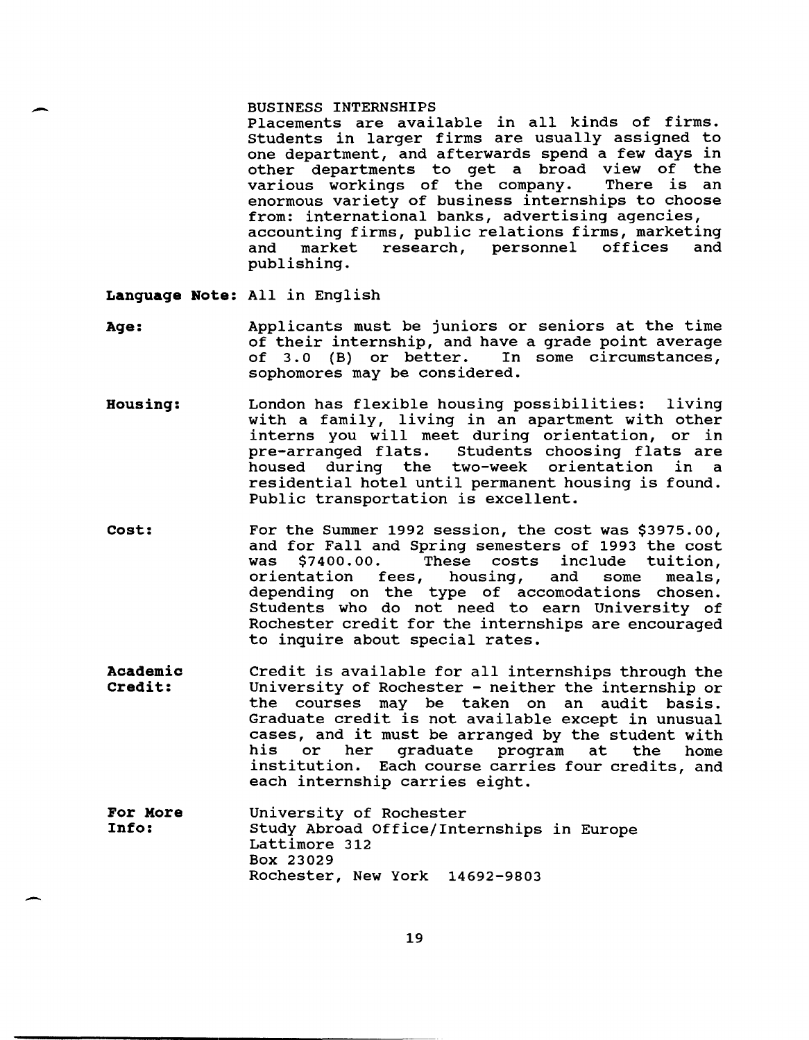BUSINESS INTERNSHIPS

Placements are available in all kinds of firms. Students in larger firms are usually assigned to one department, and afterwards spend a few days in other departments to get a broad view of the various workings of the company. There is an enormous variety of business internships to choose from: international banks, advertising agencies, accounting firms, public relations firms, marketing and market research, personnel offices and publishing.

**Language Note:** All in English

**Age:** Applicants must be juniors or seniors at the time of their internship, and have a grade point average of 3.0 (B) or better. In some circumstances, sophomores may be considered.

**Housing:** London has flexible housing possibilities: living with a family, living in an apartment with other interns you will meet during orientation, or in pre-arranged flats. Students choosing flats are housed during the two-week orientation in a residential hotel until permanent housing is found. Public transportation is excellent.

**Cost:** For the Summer 1992 session, the cost was $3975.00, and for Fall and Spring semesters of 1993 the cost was $7400.00. These costs include tuition, orientation fees, housing, and some meals, depending on the type of accomodations chosen. Students who do not need to earn University of Rochester credit for the internships are encouraged to inquire about special rates.

**Academic Credit:** Credit is available for all internships through the University of Rochester - neither the internship or the courses may be taken on an audit basis. Graduate credit is not available except in unusual cases, and it must be arranged by the student with his or her graduate program at the home institution. Each course carries four credits, and each internship carries eight.

**For More Info:** University of Rochester
Study Abroad Office/Internships in Europe
Lattimore 312
Box 23029
Rochester, New York 14692-9803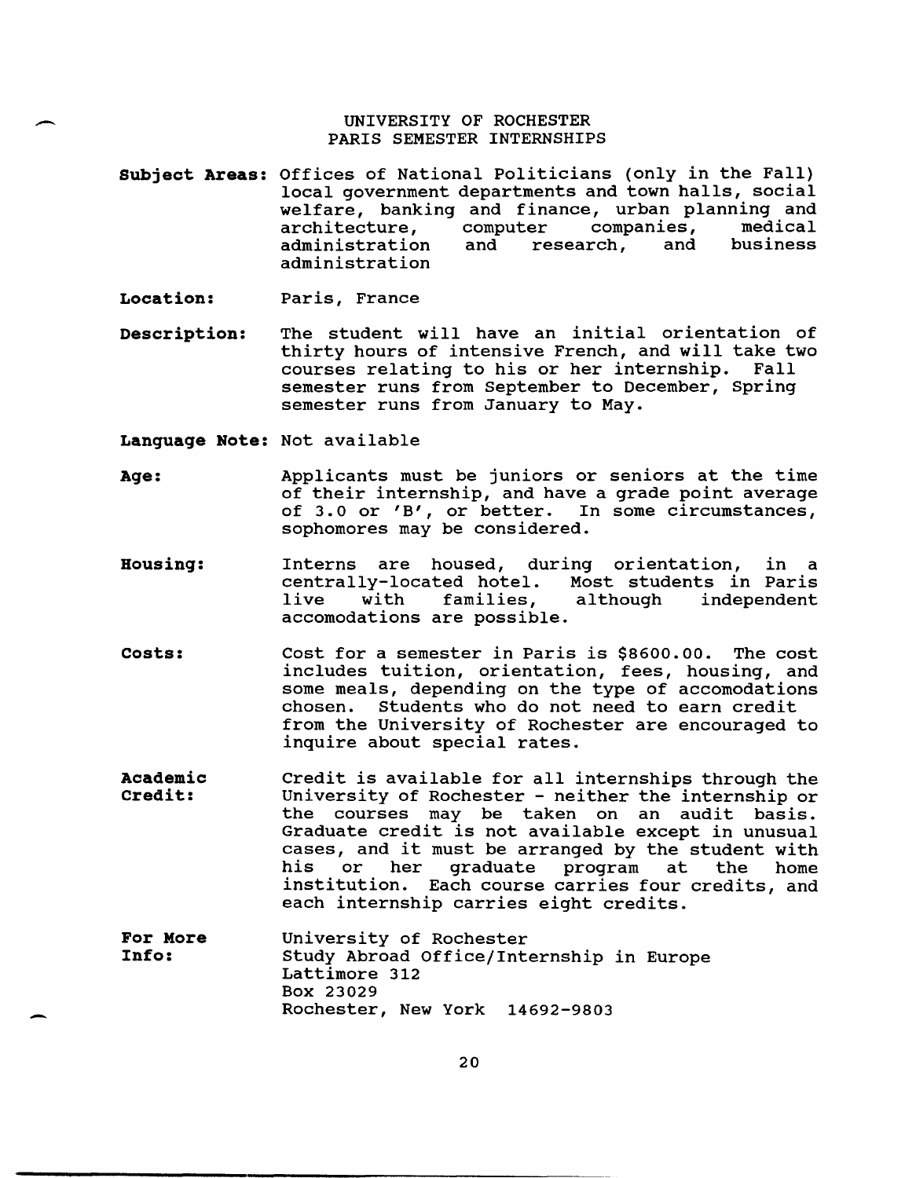# UNIVERSITY OF ROCHESTER
## PARIS SEMESTER INTERNSHIPS

**Subject Areas:** Offices of National Politicians (only in the Fall) local government departments and town halls, social welfare, banking and finance, urban planning and architecture, computer companies, medical administration and research, and business administration

**Location:** Paris, France

**Description:** The student will have an initial orientation of thirty hours of intensive French, and will take two courses relating to his or her internship. Fall semester runs from September to December, Spring semester runs from January to May.

**Language Note:** Not available

**Age:** Applicants must be juniors or seniors at the time of their internship, and have a grade point average of 3.0 or 'B', or better. In some circumstances, sophomores may be considered.

**Housing:** Interns are housed, during orientation, in a centrally-located hotel. Most students in Paris live with families, although independent accomodations are possible.

**Costs:** Cost for a semester in Paris is $8600.00. The cost includes tuition, orientation, fees, housing, and some meals, depending on the type of accomodations chosen. Students who do not need to earn credit from the University of Rochester are encouraged to inquire about special rates.

**Academic Credit:** Credit is available for all internships through the University of Rochester - neither the internship or the courses may be taken on an audit basis. Graduate credit is not available except in unusual cases, and it must be arranged by the student with his or her graduate program at the home institution. Each course carries four credits, and each internship carries eight credits.

**For More Info:** University of Rochester
Study Abroad Office/Internship in Europe
Lattimore 312
Box 23029
Rochester, New York 14692-9803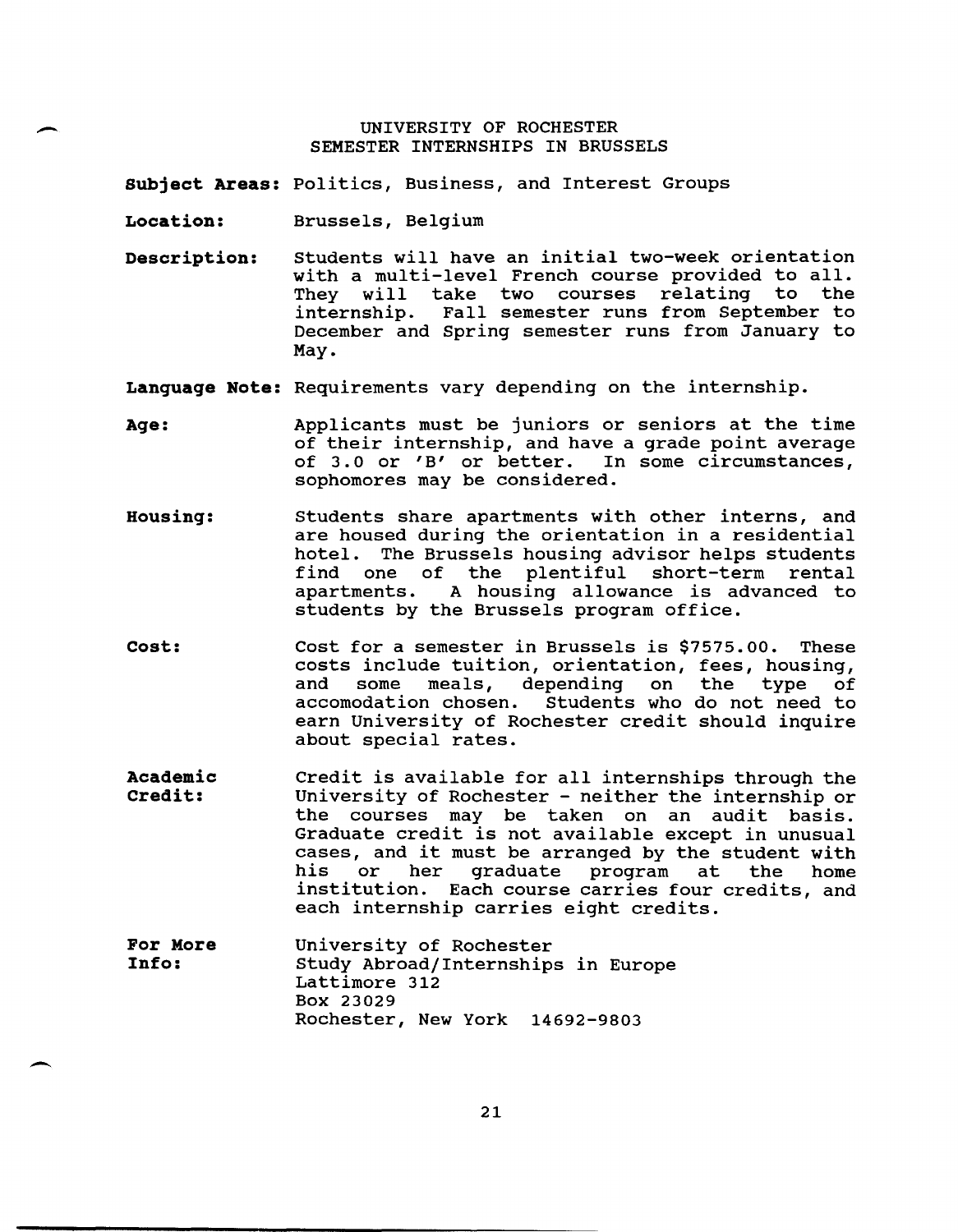# UNIVERSITY OF ROCHESTER
## SEMESTER INTERNSHIPS IN BRUSSELS

**Subject Areas:** Politics, Business, and Interest Groups

**Location:** Brussels, Belgium

**Description:** Students will have an initial two-week orientation with a multi-level French course provided to all. They will take two courses relating to the internship. Fall semester runs from September to December and Spring semester runs from January to May.

**Language Note:** Requirements vary depending on the internship.

**Age:** Applicants must be juniors or seniors at the time of their internship, and have a grade point average of 3.0 or 'B' or better. In some circumstances, sophomores may be considered.

**Housing:** Students share apartments with other interns, and are housed during the orientation in a residential hotel. The Brussels housing advisor helps students find one of the plentiful short-term rental apartments. A housing allowance is advanced to students by the Brussels program office.

**Cost:** Cost for a semester in Brussels is $7575.00. These costs include tuition, orientation, fees, housing, and some meals, depending on the type of accomodation chosen. Students who do not need to earn University of Rochester credit should inquire about special rates.

**Academic Credit:** Credit is available for all internships through the University of Rochester - neither the internship or the courses may be taken on an audit basis. Graduate credit is not available except in unusual cases, and it must be arranged by the student with his or her graduate program at the home institution. Each course carries four credits, and each internship carries eight credits.

**For More Info:** University of Rochester
Study Abroad/Internships in Europe
Lattimore 312
Box 23029
Rochester, New York 14692-9803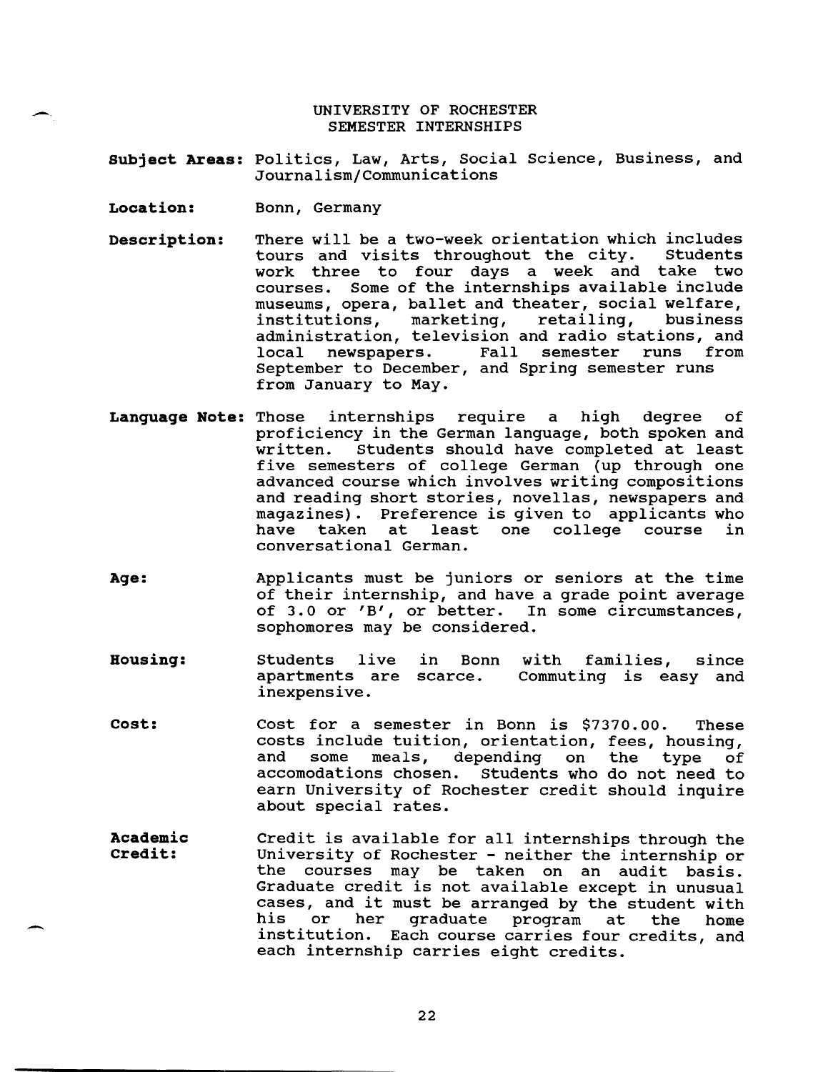# UNIVERSITY OF ROCHESTER
## SEMESTER INTERNSHIPS

**Subject Areas:** Politics, Law, Arts, Social Science, Business, and Journalism/Communications

**Location:** Bonn, Germany

**Description:** There will be a two-week orientation which includes tours and visits throughout the city. Students work three to four days a week and take two courses. Some of the internships available include museums, opera, ballet and theater, social welfare, institutions, marketing, retailing, business administration, television and radio stations, and local newspapers. Fall semester runs from September to December, and Spring semester runs from January to May.

**Language Note:** Those internships require a high degree of proficiency in the German language, both spoken and written. Students should have completed at least five semesters of college German (up through one advanced course which involves writing compositions and reading short stories, novellas, newspapers and magazines). Preference is given to applicants who have taken at least one college course in conversational German.

**Age:** Applicants must be juniors or seniors at the time of their internship, and have a grade point average of 3.0 or 'B', or better. In some circumstances, sophomores may be considered.

**Housing:** Students live in Bonn with families, since apartments are scarce. Commuting is easy and inexpensive.

**Cost:** Cost for a semester in Bonn is $7370.00. These costs include tuition, orientation, fees, housing, and some meals, depending on the type of accomodations chosen. Students who do not need to earn University of Rochester credit should inquire about special rates.

**Academic Credit:** Credit is available for all internships through the University of Rochester - neither the internship or the courses may be taken on an audit basis. Graduate credit is not available except in unusual cases, and it must be arranged by the student with his or her graduate program at the home institution. Each course carries four credits, and each internship carries eight credits.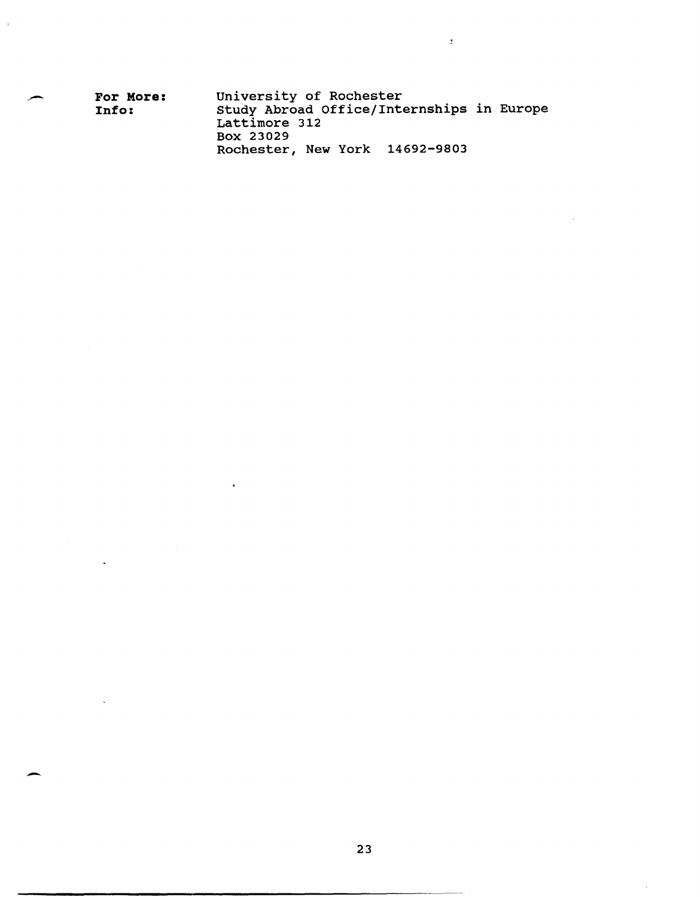**For More: Info:**

University of Rochester
Study Abroad Office/Internships in Europe
Lattimore 312
Box 23029
Rochester, New York 14692-9803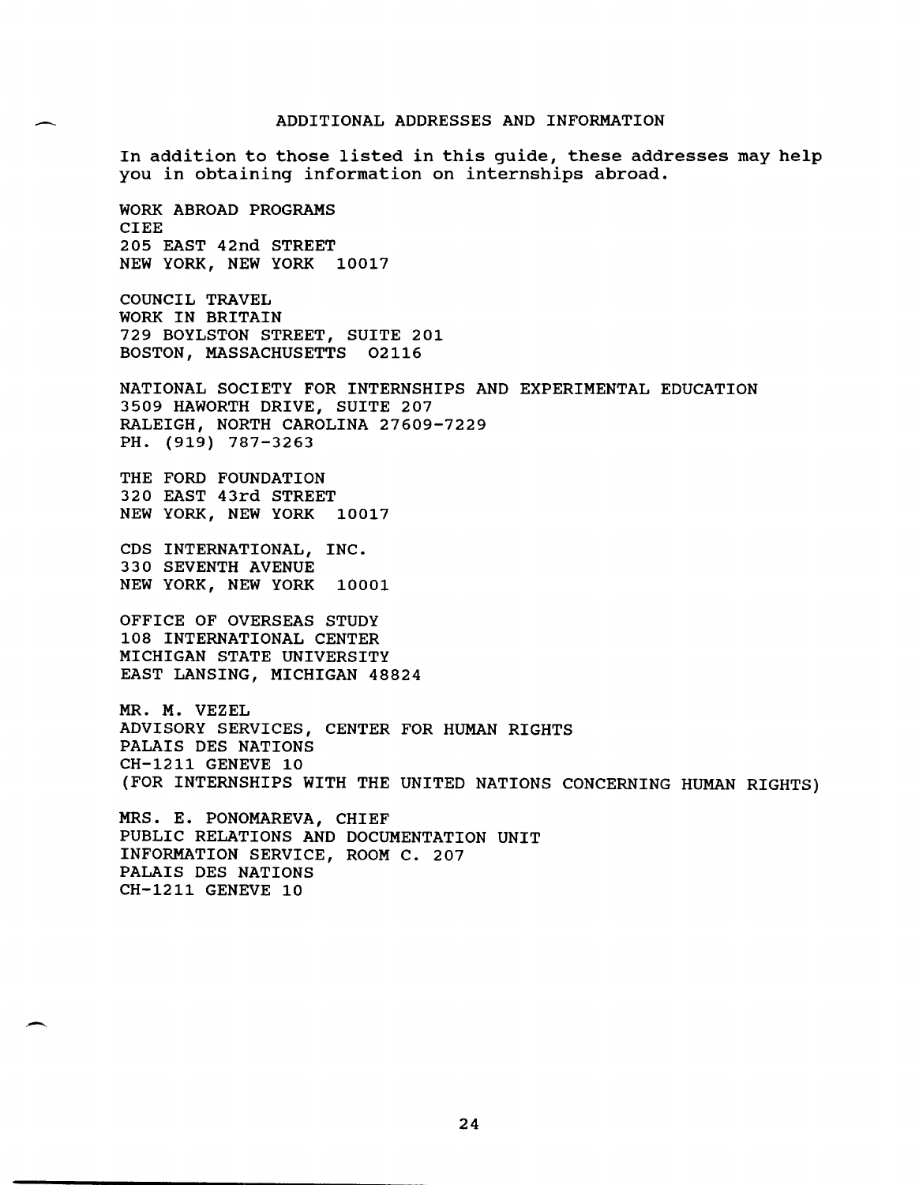## ADDITIONAL ADDRESSES AND INFORMATION

In addition to those listed in this guide, these addresses may help you in obtaining information on internships abroad.

WORK ABROAD PROGRAMS  
CIEE  
205 EAST 42nd STREET  
NEW YORK, NEW YORK 10017

COUNCIL TRAVEL  
WORK IN BRITAIN  
729 BOYLSTON STREET, SUITE 201  
BOSTON, MASSACHUSETTS 02116

NATIONAL SOCIETY FOR INTERNSHIPS AND EXPERIMENTAL EDUCATION  
3509 HAWORTH DRIVE, SUITE 207  
RALEIGH, NORTH CAROLINA 27609-7229  
PH. (919) 787-3263

THE FORD FOUNDATION  
320 EAST 43rd STREET  
NEW YORK, NEW YORK 10017

CDS INTERNATIONAL, INC.  
330 SEVENTH AVENUE  
NEW YORK, NEW YORK 10001

OFFICE OF OVERSEAS STUDY  
108 INTERNATIONAL CENTER  
MICHIGAN STATE UNIVERSITY  
EAST LANSING, MICHIGAN 48824

MR. M. VEZEL  
ADVISORY SERVICES, CENTER FOR HUMAN RIGHTS  
PALAIS DES NATIONS  
CH-1211 GENEVE 10  
(FOR INTERNSHIPS WITH THE UNITED NATIONS CONCERNING HUMAN RIGHTS)

MRS. E. PONOMAREVA, CHIEF  
PUBLIC RELATIONS AND DOCUMENTATION UNIT  
INFORMATION SERVICE, ROOM C. 207  
PALAIS DES NATIONS  
CH-1211 GENEVE 10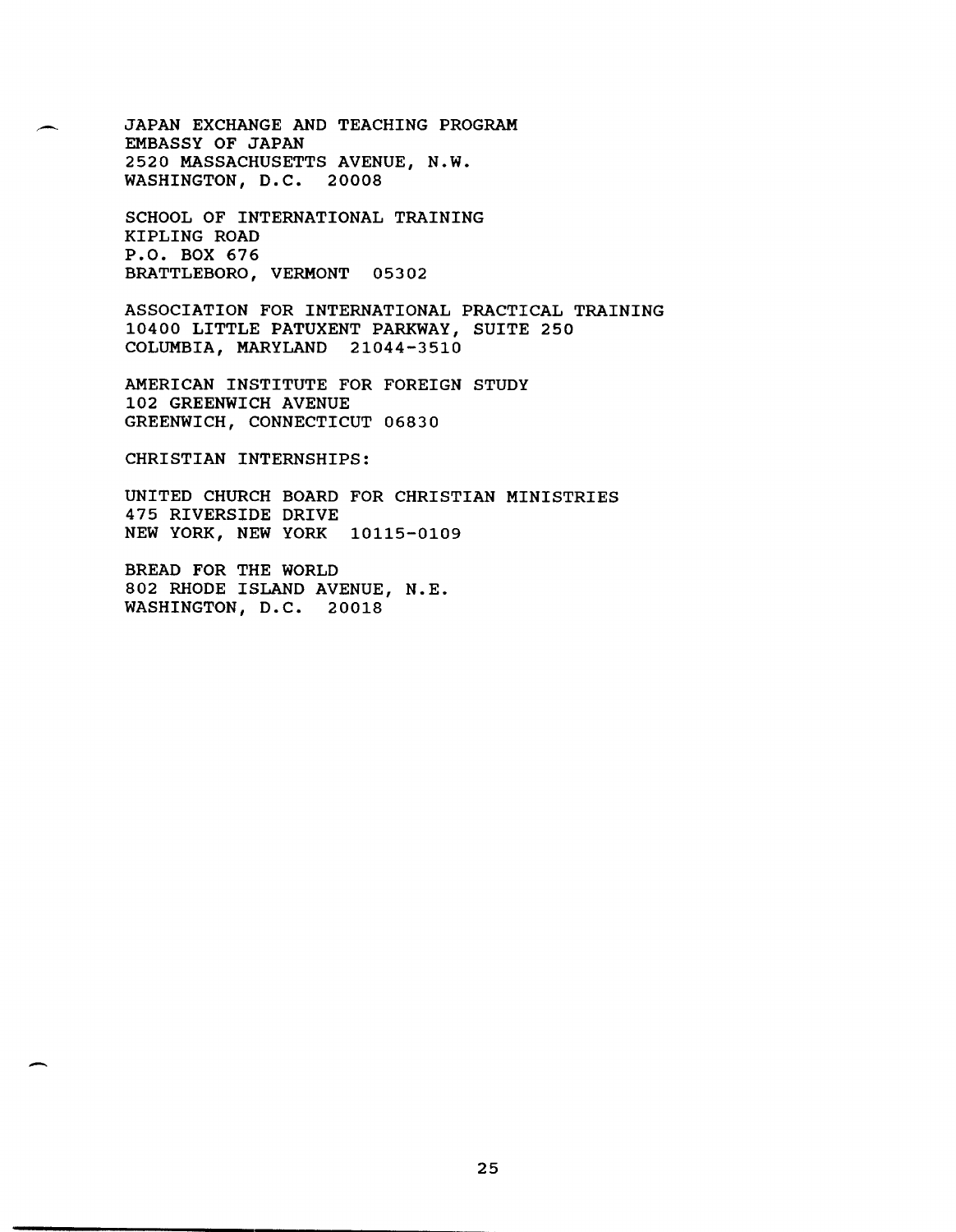JAPAN EXCHANGE AND TEACHING PROGRAM
EMBASSY OF JAPAN
2520 MASSACHUSETTS AVENUE, N.W.
WASHINGTON, D.C. 20008

SCHOOL OF INTERNATIONAL TRAINING
KIPLING ROAD
P.O. BOX 676
BRATTLEBORO, VERMONT 05302

ASSOCIATION FOR INTERNATIONAL PRACTICAL TRAINING
10400 LITTLE PATUXENT PARKWAY, SUITE 250
COLUMBIA, MARYLAND 21044-3510

AMERICAN INSTITUTE FOR FOREIGN STUDY
102 GREENWICH AVENUE
GREENWICH, CONNECTICUT 06830

CHRISTIAN INTERNSHIPS:

UNITED CHURCH BOARD FOR CHRISTIAN MINISTRIES
475 RIVERSIDE DRIVE
NEW YORK, NEW YORK 10115-0109

BREAD FOR THE WORLD
802 RHODE ISLAND AVENUE, N.E.
WASHINGTON, D.C. 20018